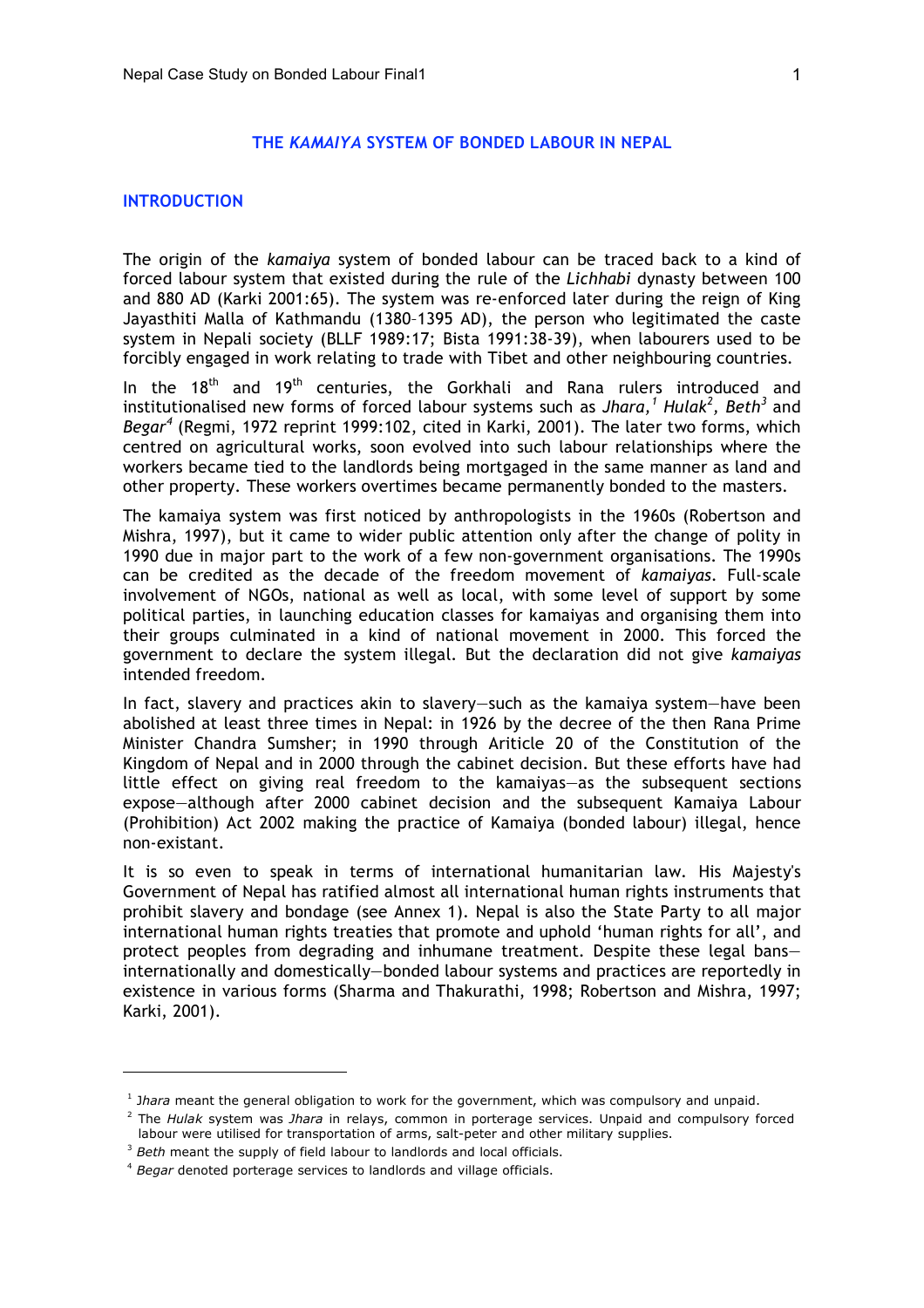# THE *KAMAIYA* SYSTEM OF BONDED LABOUR IN NEPAL

## INTRODUCTION

The origin of the *kamaiya* system of bonded labour can be traced back to a kind of forced labour system that existed during the rule of the *Lichhabi* dynasty between 100 and 880 AD (Karki 2001:65). The system was re-enforced later during the reign of King Jayasthiti Malla of Kathmandu (1380–1395 AD), the person who legitimated the caste system in Nepali society (BLLF 1989:17; Bista 1991:38-39), when labourers used to be forcibly engaged in work relating to trade with Tibet and other neighbouring countries.

In the 18th and 19th centuries, the Gorkhali and Rana rulers introduced and institutionalised new forms of forced labour systems such as *Jhara,*[1] *Hulak*[2], *Beth*[3] and *Begar*[4] (Regmi, 1972 reprint 1999:102, cited in Karki, 2001). The later two forms, which centred on agricultural works, soon evolved into such labour relationships where the workers became tied to the landlords being mortgaged in the same manner as land and other property. These workers overtimes became permanently bonded to the masters.

The kamaiya system was first noticed by anthropologists in the 1960s (Robertson and Mishra, 1997), but it came to wider public attention only after the change of polity in 1990 due in major part to the work of a few non-government organisations. The 1990s can be credited as the decade of the freedom movement of *kamaiyas*. Full-scale involvement of NGOs, national as well as local, with some level of support by some political parties, in launching education classes for kamaiyas and organising them into their groups culminated in a kind of national movement in 2000. This forced the government to declare the system illegal. But the declaration did not give *kamaiyas* intended freedom.

In fact, slavery and practices akin to slavery—such as the kamaiya system—have been abolished at least three times in Nepal: in 1926 by the decree of the then Rana Prime Minister Chandra Sumsher; in 1990 through Ariticle 20 of the Constitution of the Kingdom of Nepal and in 2000 through the cabinet decision. But these efforts have had little effect on giving real freedom to the kamaiyas—as the subsequent sections expose—although after 2000 cabinet decision and the subsequent Kamaiya Labour (Prohibition) Act 2002 making the practice of Kamaiya (bonded labour) illegal, hence non-existant.

It is so even to speak in terms of international humanitarian law. His Majesty's Government of Nepal has ratified almost all international human rights instruments that prohibit slavery and bondage (see Annex 1). Nepal is also the State Party to all major international human rights treaties that promote and uphold 'human rights for all', and protect peoples from degrading and inhumane treatment. Despite these legal bans—internationally and domestically—bonded labour systems and practices are reportedly in existence in various forms (Sharma and Thakurathi, 1998; Robertson and Mishra, 1997; Karki, 2001).

---

[1] *Jhara* meant the general obligation to work for the government, which was compulsory and unpaid.

[2] The *Hulak* system was *Jhara* in relays, common in porterage services. Unpaid and compulsory forced labour were utilised for transportation of arms, salt-peter and other military supplies.

[3] *Beth* meant the supply of field labour to landlords and local officials.

[4] *Begar* denoted porterage services to landlords and village officials.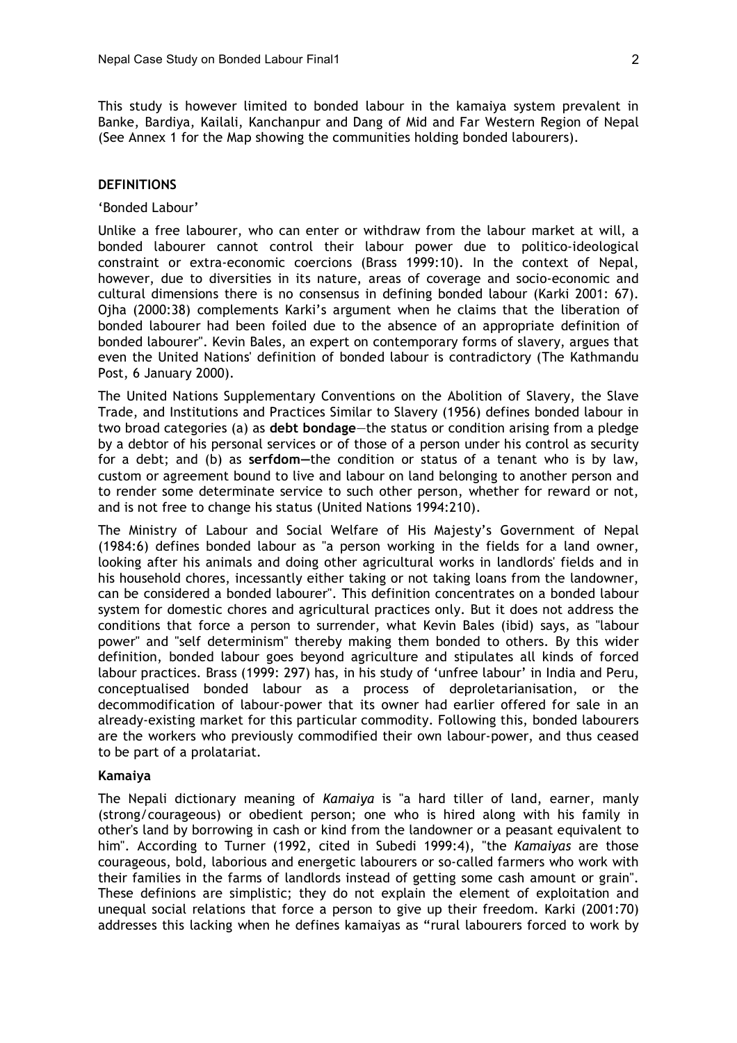This study is however limited to bonded labour in the kamaiya system prevalent in Banke, Bardiya, Kailali, Kanchanpur and Dang of Mid and Far Western Region of Nepal (See Annex 1 for the Map showing the communities holding bonded labourers).

## DEFINITIONS

'Bonded Labour'

Unlike a free labourer, who can enter or withdraw from the labour market at will, a bonded labourer cannot control their labour power due to politico-ideological constraint or extra-economic coercions (Brass 1999:10). In the context of Nepal, however, due to diversities in its nature, areas of coverage and socio-economic and cultural dimensions there is no consensus in defining bonded labour (Karki 2001: 67). Ojha (2000:38) complements Karki's argument when he claims that the liberation of bonded labourer had been foiled due to the absence of an appropriate definition of bonded labourer". Kevin Bales, an expert on contemporary forms of slavery, argues that even the United Nations' definition of bonded labour is contradictory (The Kathmandu Post, 6 January 2000).

The United Nations Supplementary Conventions on the Abolition of Slavery, the Slave Trade, and Institutions and Practices Similar to Slavery (1956) defines bonded labour in two broad categories (a) as **debt bondage**—the status or condition arising from a pledge by a debtor of his personal services or of those of a person under his control as security for a debt; and (b) as **serfdom—**the condition or status of a tenant who is by law, custom or agreement bound to live and labour on land belonging to another person and to render some determinate service to such other person, whether for reward or not, and is not free to change his status (United Nations 1994:210).

The Ministry of Labour and Social Welfare of His Majesty's Government of Nepal (1984:6) defines bonded labour as "a person working in the fields for a land owner, looking after his animals and doing other agricultural works in landlords' fields and in his household chores, incessantly either taking or not taking loans from the landowner, can be considered a bonded labourer". This definition concentrates on a bonded labour system for domestic chores and agricultural practices only. But it does not address the conditions that force a person to surrender, what Kevin Bales (ibid) says, as "labour power" and "self determinism" thereby making them bonded to others. By this wider definition, bonded labour goes beyond agriculture and stipulates all kinds of forced labour practices. Brass (1999: 297) has, in his study of 'unfree labour' in India and Peru, conceptualised bonded labour as a process of deproletarianisation, or the decommodification of labour-power that its owner had earlier offered for sale in an already-existing market for this particular commodity. Following this, bonded labourers are the workers who previously commodified their own labour-power, and thus ceased to be part of a prolatariat.

### Kamaiya

The Nepali dictionary meaning of *Kamaiya* is "a hard tiller of land, earner, manly (strong/courageous) or obedient person; one who is hired along with his family in other's land by borrowing in cash or kind from the landowner or a peasant equivalent to him". According to Turner (1992, cited in Subedi 1999:4), "the *Kamaiyas* are those courageous, bold, laborious and energetic labourers or so-called farmers who work with their families in the farms of landlords instead of getting some cash amount or grain". These definions are simplistic; they do not explain the element of exploitation and unequal social relations that force a person to give up their freedom. Karki (2001:70) addresses this lacking when he defines kamaiyas as "rural labourers forced to work by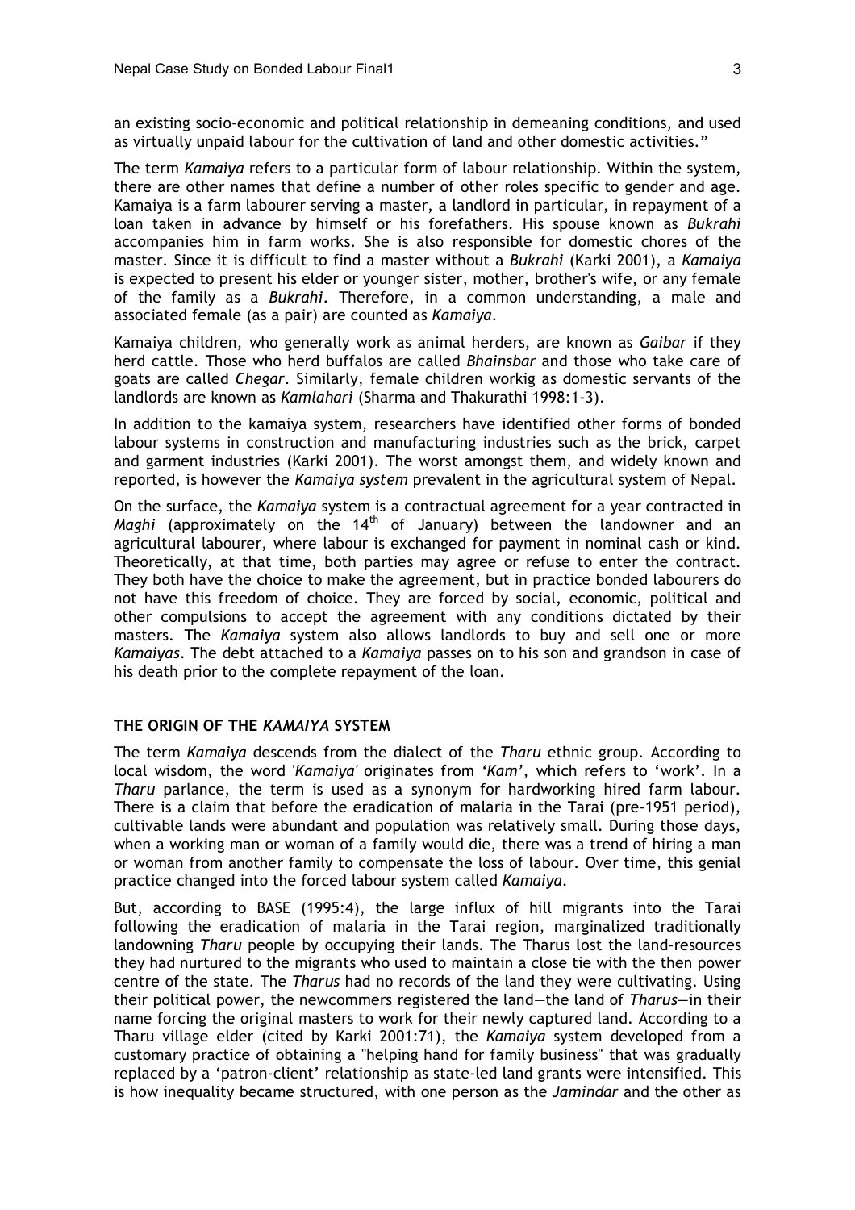an existing socio-economic and political relationship in demeaning conditions, and used as virtually unpaid labour for the cultivation of land and other domestic activities."

The term *Kamaiya* refers to a particular form of labour relationship. Within the system, there are other names that define a number of other roles specific to gender and age. Kamaiya is a farm labourer serving a master, a landlord in particular, in repayment of a loan taken in advance by himself or his forefathers. His spouse known as *Bukrahi* accompanies him in farm works. She is also responsible for domestic chores of the master. Since it is difficult to find a master without a *Bukrahi* (Karki 2001), a *Kamaiya* is expected to present his elder or younger sister, mother, brother's wife, or any female of the family as a *Bukrahi*. Therefore, in a common understanding, a male and associated female (as a pair) are counted as *Kamaiya*.

Kamaiya children, who generally work as animal herders, are known as *Gaibar* if they herd cattle. Those who herd buffalos are called *Bhainsbar* and those who take care of goats are called *Chegar*. Similarly, female children workig as domestic servants of the landlords are known as *Kamlahari* (Sharma and Thakurathi 1998:1-3).

In addition to the kamaiya system, researchers have identified other forms of bonded labour systems in construction and manufacturing industries such as the brick, carpet and garment industries (Karki 2001). The worst amongst them, and widely known and reported, is however the *Kamaiya system* prevalent in the agricultural system of Nepal.

On the surface, the *Kamaiya* system is a contractual agreement for a year contracted in *Maghi* (approximately on the 14th of January) between the landowner and an agricultural labourer, where labour is exchanged for payment in nominal cash or kind. Theoretically, at that time, both parties may agree or refuse to enter the contract. They both have the choice to make the agreement, but in practice bonded labourers do not have this freedom of choice. They are forced by social, economic, political and other compulsions to accept the agreement with any conditions dictated by their masters. The *Kamaiya* system also allows landlords to buy and sell one or more *Kamaiyas*. The debt attached to a *Kamaiya* passes on to his son and grandson in case of his death prior to the complete repayment of the loan.

## THE ORIGIN OF THE *KAMAIYA* SYSTEM

The term *Kamaiya* descends from the dialect of the *Tharu* ethnic group. According to local wisdom, the word '*Kamaiya*' originates from '*Kam*', which refers to 'work'. In a *Tharu* parlance, the term is used as a synonym for hardworking hired farm labour. There is a claim that before the eradication of malaria in the Tarai (pre-1951 period), cultivable lands were abundant and population was relatively small. During those days, when a working man or woman of a family would die, there was a trend of hiring a man or woman from another family to compensate the loss of labour. Over time, this genial practice changed into the forced labour system called *Kamaiya*.

But, according to BASE (1995:4), the large influx of hill migrants into the Tarai following the eradication of malaria in the Tarai region, marginalized traditionally landowning *Tharu* people by occupying their lands. The Tharus lost the land-resources they had nurtured to the migrants who used to maintain a close tie with the then power centre of the state. The *Tharus* had no records of the land they were cultivating. Using their political power, the newcommers registered the land—the land of *Tharus*—in their name forcing the original masters to work for their newly captured land. According to a Tharu village elder (cited by Karki 2001:71), the *Kamaiya* system developed from a customary practice of obtaining a "helping hand for family business" that was gradually replaced by a 'patron-client' relationship as state-led land grants were intensified. This is how inequality became structured, with one person as the *Jamindar* and the other as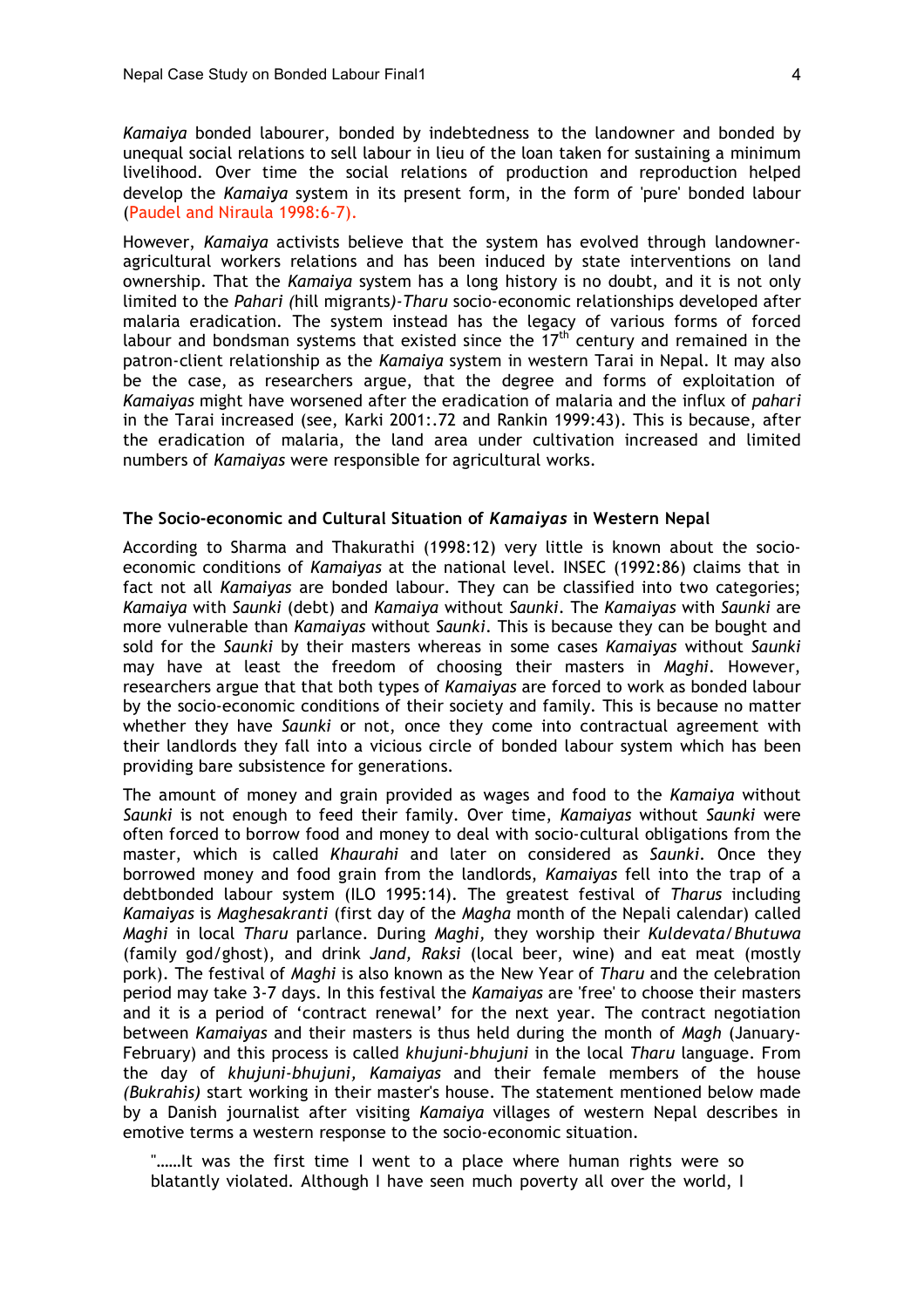*Kamaiya* bonded labourer, bonded by indebtedness to the landowner and bonded by unequal social relations to sell labour in lieu of the loan taken for sustaining a minimum livelihood. Over time the social relations of production and reproduction helped develop the *Kamaiya* system in its present form, in the form of 'pure' bonded labour (Paudel and Niraula 1998:6-7).

However, *Kamaiya* activists believe that the system has evolved through landowner-agricultural workers relations and has been induced by state interventions on land ownership. That the *Kamaiya* system has a long history is no doubt, and it is not only limited to the *Pahari (*hill migrants*)-Tharu* socio-economic relationships developed after malaria eradication. The system instead has the legacy of various forms of forced labour and bondsman systems that existed since the 17th century and remained in the patron-client relationship as the *Kamaiya* system in western Tarai in Nepal. It may also be the case, as researchers argue, that the degree and forms of exploitation of *Kamaiyas* might have worsened after the eradication of malaria and the influx of *pahari* in the Tarai increased (see, Karki 2001:.72 and Rankin 1999:43). This is because, after the eradication of malaria, the land area under cultivation increased and limited numbers of *Kamaiyas* were responsible for agricultural works.

### The Socio-economic and Cultural Situation of *Kamaiyas* in Western Nepal

According to Sharma and Thakurathi (1998:12) very little is known about the socio-economic conditions of *Kamaiyas* at the national level. INSEC (1992:86) claims that in fact not all *Kamaiyas* are bonded labour. They can be classified into two categories; *Kamaiya* with *Saunki* (debt) and *Kamaiya* without *Saunki*. The *Kamaiyas* with *Saunki* are more vulnerable than *Kamaiyas* without *Saunki*. This is because they can be bought and sold for the *Saunki* by their masters whereas in some cases *Kamaiyas* without *Saunki* may have at least the freedom of choosing their masters in *Maghi*. However, researchers argue that that both types of *Kamaiyas* are forced to work as bonded labour by the socio-economic conditions of their society and family. This is because no matter whether they have *Saunki* or not, once they come into contractual agreement with their landlords they fall into a vicious circle of bonded labour system which has been providing bare subsistence for generations.

The amount of money and grain provided as wages and food to the *Kamaiya* without *Saunki* is not enough to feed their family. Over time, *Kamaiyas* without *Saunki* were often forced to borrow food and money to deal with socio-cultural obligations from the master, which is called *Khaurahi* and later on considered as *Saunki*. Once they borrowed money and food grain from the landlords, *Kamaiyas* fell into the trap of a debtbonded labour system (ILO 1995:14). The greatest festival of *Tharus* including *Kamaiyas* is *Maghesakranti* (first day of the *Magha* month of the Nepali calendar) called *Maghi* in local *Tharu* parlance. During *Maghi,* they worship their *Kuldevata/Bhutuwa* (family god/ghost), and drink *Jand, Raksi* (local beer, wine) and eat meat (mostly pork). The festival of *Maghi* is also known as the New Year of *Tharu* and the celebration period may take 3-7 days. In this festival the *Kamaiyas* are 'free' to choose their masters and it is a period of 'contract renewal' for the next year. The contract negotiation between *Kamaiyas* and their masters is thus held during the month of *Magh* (January-February) and this process is called *khujuni-bhujuni* in the local *Tharu* language. From the day of *khujuni-bhujuni, Kamaiyas* and their female members of the house *(Bukrahis)* start working in their master's house. The statement mentioned below made by a Danish journalist after visiting *Kamaiya* villages of western Nepal describes in emotive terms a western response to the socio-economic situation.

> "……It was the first time I went to a place where human rights were so blatantly violated. Although I have seen much poverty all over the world, I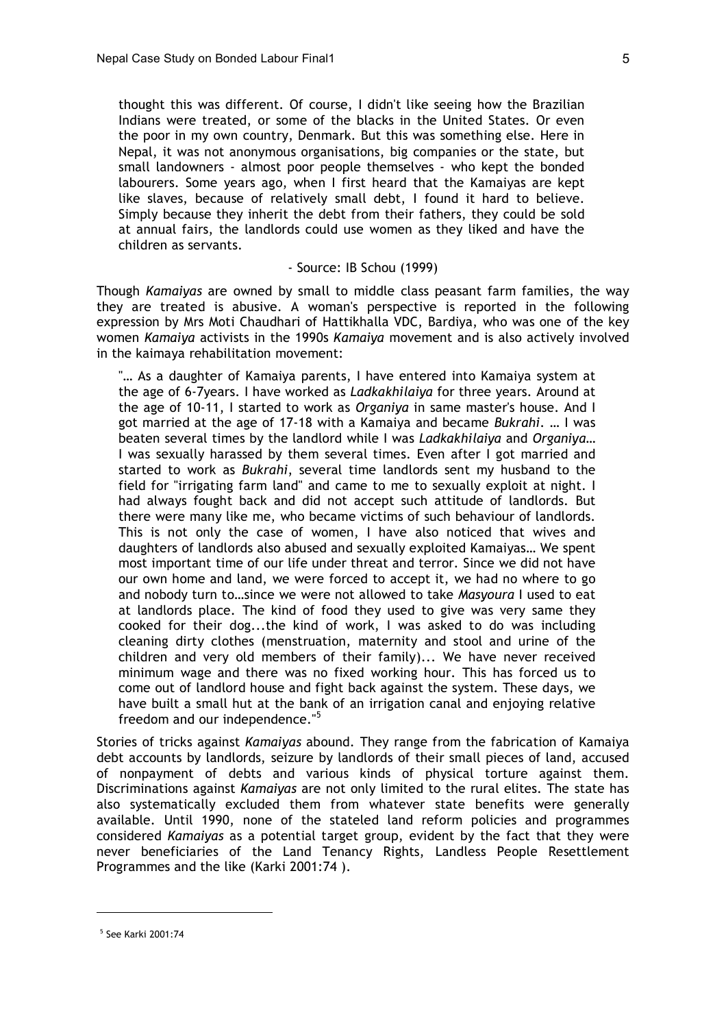> thought this was different. Of course, I didn't like seeing how the Brazilian Indians were treated, or some of the blacks in the United States. Or even the poor in my own country, Denmark. But this was something else. Here in Nepal, it was not anonymous organisations, big companies or the state, but small landowners - almost poor people themselves - who kept the bonded labourers. Some years ago, when I first heard that the Kamaiyas are kept like slaves, because of relatively small debt, I found it hard to believe. Simply because they inherit the debt from their fathers, they could be sold at annual fairs, the landlords could use women as they liked and have the children as servants.
>
> \- Source: IB Schou (1999)

Though *Kamaiyas* are owned by small to middle class peasant farm families, the way they are treated is abusive. A woman's perspective is reported in the following expression by Mrs Moti Chaudhari of Hattikhalla VDC, Bardiya, who was one of the key women *Kamaiya* activists in the 1990s *Kamaiya* movement and is also actively involved in the kaimaya rehabilitation movement:

> "… As a daughter of Kamaiya parents, I have entered into Kamaiya system at the age of 6-7years. I have worked as *Ladkakhilaiya* for three years. Around at the age of 10-11, I started to work as *Organiya* in same master's house. And I got married at the age of 17-18 with a Kamaiya and became *Bukrahi*. … I was beaten several times by the landlord while I was *Ladkakhilaiya* and *Organiya*… I was sexually harassed by them several times. Even after I got married and started to work as *Bukrahi*, several time landlords sent my husband to the field for "irrigating farm land" and came to me to sexually exploit at night. I had always fought back and did not accept such attitude of landlords. But there were many like me, who became victims of such behaviour of landlords. This is not only the case of women, I have also noticed that wives and daughters of landlords also abused and sexually exploited Kamaiyas… We spent most important time of our life under threat and terror. Since we did not have our own home and land, we were forced to accept it, we had no where to go and nobody turn to…since we were not allowed to take *Masyoura* I used to eat at landlords place. The kind of food they used to give was very same they cooked for their dog...the kind of work, I was asked to do was including cleaning dirty clothes (menstruation, maternity and stool and urine of the children and very old members of their family)... We have never received minimum wage and there was no fixed working hour. This has forced us to come out of landlord house and fight back against the system. These days, we have built a small hut at the bank of an irrigation canal and enjoying relative freedom and our independence."[5]

Stories of tricks against *Kamaiyas* abound. They range from the fabrication of Kamaiya debt accounts by landlords, seizure by landlords of their small pieces of land, accused of nonpayment of debts and various kinds of physical torture against them. Discriminations against *Kamaiyas* are not only limited to the rural elites. The state has also systematically excluded them from whatever state benefits were generally available. Until 1990, none of the stateled land reform policies and programmes considered *Kamaiyas* as a potential target group, evident by the fact that they were never beneficiaries of the Land Tenancy Rights, Landless People Resettlement Programmes and the like (Karki 2001:74 ).

---

[5] See Karki 2001:74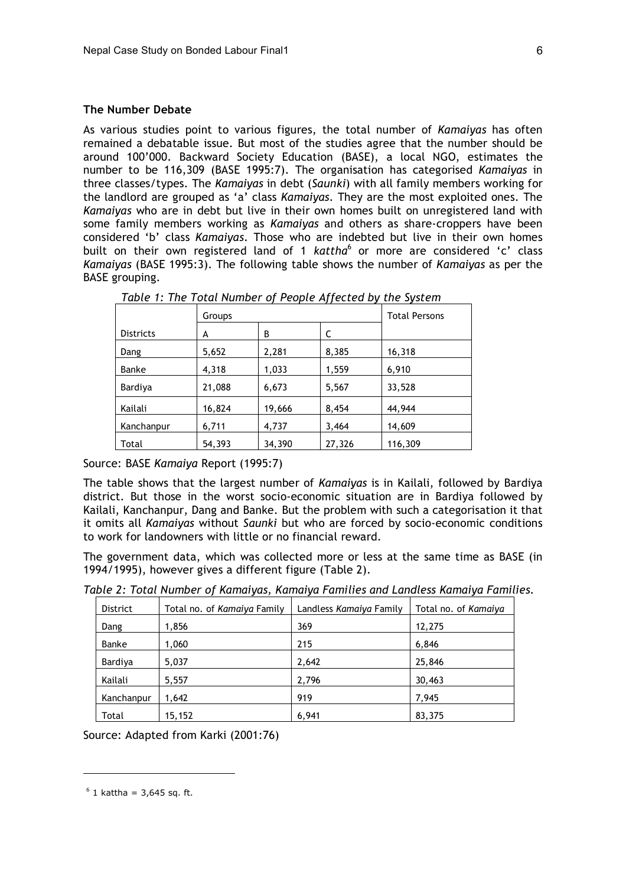**The Number Debate**

As various studies point to various figures, the total number of *Kamaiyas* has often remained a debatable issue. But most of the studies agree that the number should be around 100'000. Backward Society Education (BASE), a local NGO, estimates the number to be 116,309 (BASE 1995:7). The organisation has categorised *Kamaiyas* in three classes/types. The *Kamaiyas* in debt (*Saunki*) with all family members working for the landlord are grouped as 'a' class *Kamaiyas*. They are the most exploited ones. The *Kamaiyas* who are in debt but live in their own homes built on unregistered land with some family members working as *Kamaiyas* and others as share-croppers have been considered 'b' class *Kamaiyas*. Those who are indebted but live in their own homes built on their own registered land of 1 *kattha*[6] or more are considered 'c' class *Kamaiyas* (BASE 1995:3). The following table shows the number of *Kamaiyas* as per the BASE grouping.

*Table 1: The Total Number of People Affected by the System*

| | Groups | | | Total Persons |
|---|---|---|---|---|
| Districts | A | B | C | |
| Dang | 5,652 | 2,281 | 8,385 | 16,318 |
| Banke | 4,318 | 1,033 | 1,559 | 6,910 |
| Bardiya | 21,088 | 6,673 | 5,567 | 33,528 |
| Kailali | 16,824 | 19,666 | 8,454 | 44,944 |
| Kanchanpur | 6,711 | 4,737 | 3,464 | 14,609 |
| Total | 54,393 | 34,390 | 27,326 | 116,309 |

Source: BASE *Kamaiya* Report (1995:7)

The table shows that the largest number of *Kamaiyas* is in Kailali, followed by Bardiya district. But those in the worst socio-economic situation are in Bardiya followed by Kailali, Kanchanpur, Dang and Banke. But the problem with such a categorisation it that it omits all *Kamaiyas* without *Saunki* but who are forced by socio-economic conditions to work for landowners with little or no financial reward.

The government data, which was collected more or less at the same time as BASE (in 1994/1995), however gives a different figure (Table 2).

*Table 2: Total Number of Kamaiyas, Kamaiya Families and Landless Kamaiya Families.*

| District | Total no. of *Kamaiya* Family | Landless *Kamaiya* Family | Total no. of *Kamaiya* |
|---|---|---|---|
| Dang | 1,856 | 369 | 12,275 |
| Banke | 1,060 | 215 | 6,846 |
| Bardiya | 5,037 | 2,642 | 25,846 |
| Kailali | 5,557 | 2,796 | 30,463 |
| Kanchanpur | 1,642 | 919 | 7,945 |
| Total | 15,152 | 6,941 | 83,375 |

Source: Adapted from Karki (2001:76)

[6] 1 kattha = 3,645 sq. ft.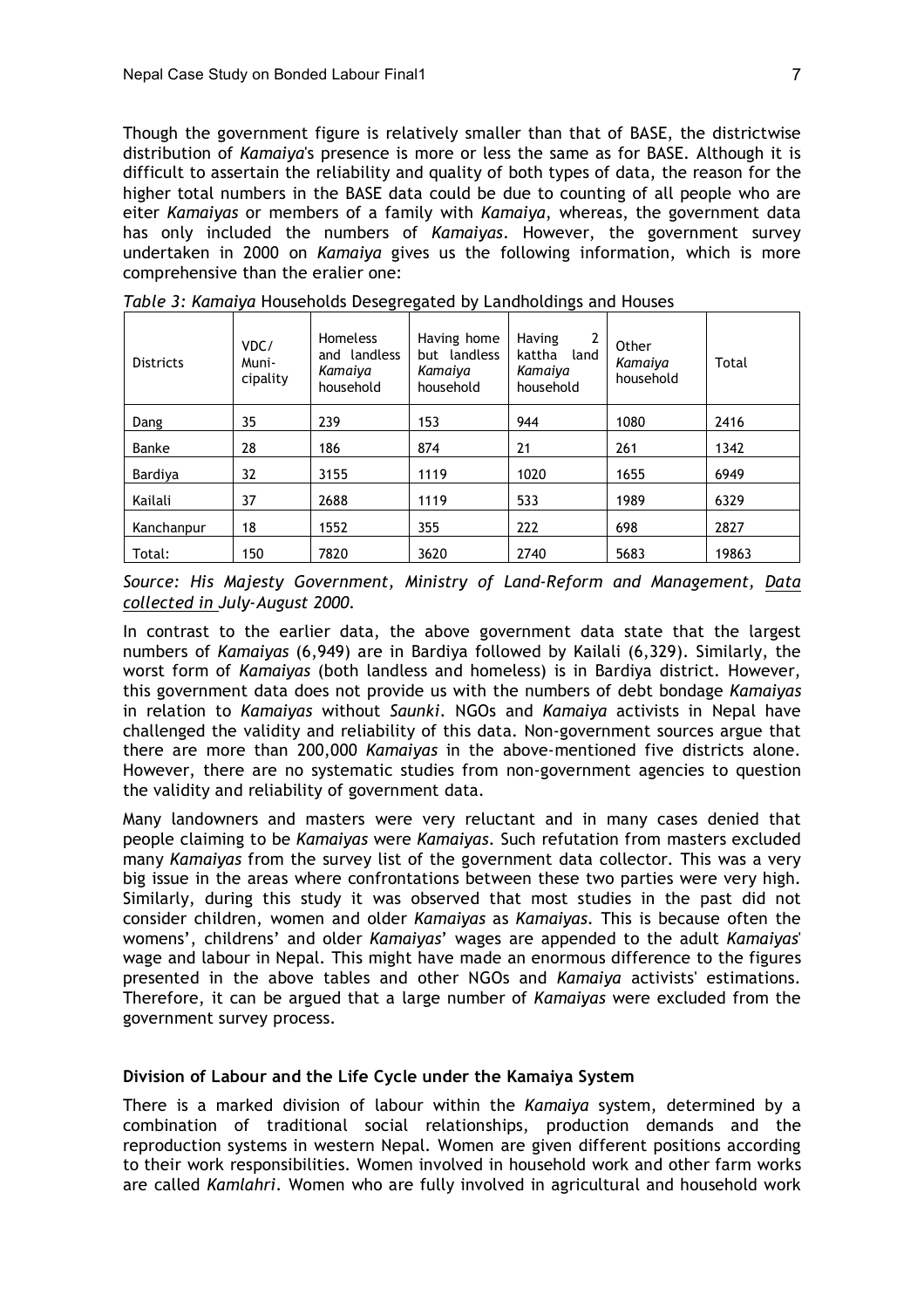Though the government figure is relatively smaller than that of BASE, the districtwise distribution of *Kamaiya*'s presence is more or less the same as for BASE. Although it is difficult to assertain the reliability and quality of both types of data, the reason for the higher total numbers in the BASE data could be due to counting of all people who are eiter *Kamaiyas* or members of a family with *Kamaiya*, whereas, the government data has only included the numbers of *Kamaiyas*. However, the government survey undertaken in 2000 on *Kamaiya* gives us the following information, which is more comprehensive than the eralier one:

*Table 3: Kamaiya* Households Desegregated by Landholdings and Houses

| Districts | VDC/ Muni-cipality | Homeless and landless *Kamaiya* household | Having home but landless *Kamaiya* household | Having 2 kattha land *Kamaiya* household | Other *Kamaiya* household | Total |
|---|---|---|---|---|---|---|
| Dang | 35 | 239 | 153 | 944 | 1080 | 2416 |
| Banke | 28 | 186 | 874 | 21 | 261 | 1342 |
| Bardiya | 32 | 3155 | 1119 | 1020 | 1655 | 6949 |
| Kailali | 37 | 2688 | 1119 | 533 | 1989 | 6329 |
| Kanchanpur | 18 | 1552 | 355 | 222 | 698 | 2827 |
| Total: | 150 | 7820 | 3620 | 2740 | 5683 | 19863 |

*Source: His Majesty Government, Ministry of Land-Reform and Management, Data collected in July-August 2000.*

In contrast to the earlier data, the above government data state that the largest numbers of *Kamaiyas* (6,949) are in Bardiya followed by Kailali (6,329). Similarly, the worst form of *Kamaiyas* (both landless and homeless) is in Bardiya district. However, this government data does not provide us with the numbers of debt bondage *Kamaiyas* in relation to *Kamaiyas* without *Saunki*. NGOs and *Kamaiya* activists in Nepal have challenged the validity and reliability of this data. Non-government sources argue that there are more than 200,000 *Kamaiyas* in the above-mentioned five districts alone. However, there are no systematic studies from non-government agencies to question the validity and reliability of government data.

Many landowners and masters were very reluctant and in many cases denied that people claiming to be *Kamaiyas* were *Kamaiyas*. Such refutation from masters excluded many *Kamaiyas* from the survey list of the government data collector. This was a very big issue in the areas where confrontations between these two parties were very high. Similarly, during this study it was observed that most studies in the past did not consider children, women and older *Kamaiyas* as *Kamaiyas*. This is because often the womens', childrens' and older *Kamaiyas*' wages are appended to the adult *Kamaiyas*' wage and labour in Nepal. This might have made an enormous difference to the figures presented in the above tables and other NGOs and *Kamaiya* activists' estimations. Therefore, it can be argued that a large number of *Kamaiyas* were excluded from the government survey process.

**Division of Labour and the Life Cycle under the Kamaiya System**

There is a marked division of labour within the *Kamaiya* system, determined by a combination of traditional social relationships, production demands and the reproduction systems in western Nepal. Women are given different positions according to their work responsibilities. Women involved in household work and other farm works are called *Kamlahri*. Women who are fully involved in agricultural and household work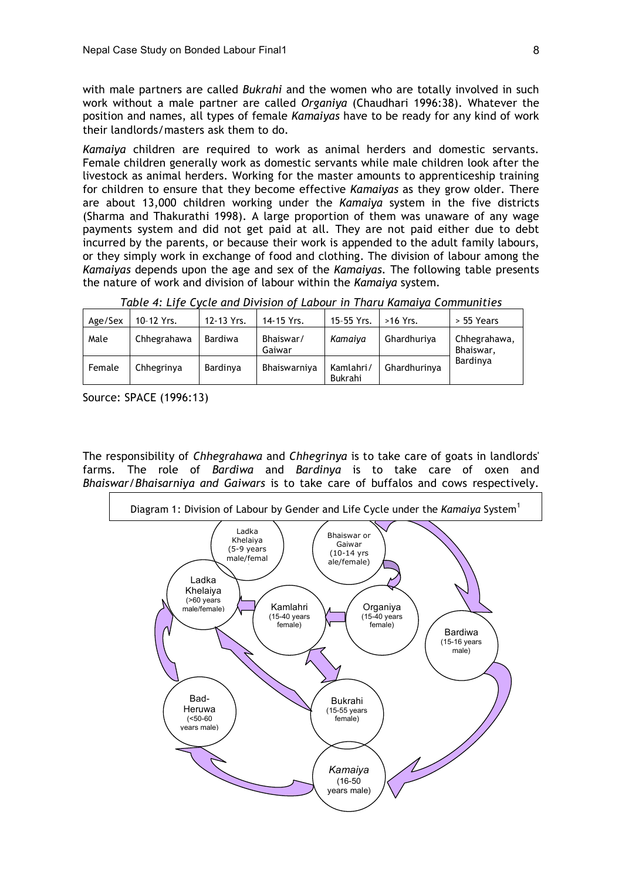with male partners are called *Bukrahi* and the women who are totally involved in such work without a male partner are called *Organiya* (Chaudhari 1996:38). Whatever the position and names, all types of female *Kamaiyas* have to be ready for any kind of work their landlords/masters ask them to do.

*Kamaiya* children are required to work as animal herders and domestic servants. Female children generally work as domestic servants while male children look after the livestock as animal herders. Working for the master amounts to apprenticeship training for children to ensure that they become effective *Kamaiyas* as they grow older. There are about 13,000 children working under the *Kamaiya* system in the five districts (Sharma and Thakurathi 1998). A large proportion of them was unaware of any wage payments system and did not get paid at all. They are not paid either due to debt incurred by the parents, or because their work is appended to the adult family labours, or they simply work in exchange of food and clothing. The division of labour among the *Kamaiyas* depends upon the age and sex of the *Kamaiyas*. The following table presents the nature of work and division of labour within the *Kamaiya* system.

*Table 4: Life Cycle and Division of Labour in Tharu Kamaiya Communities*

| Age/Sex | 10–12 Yrs. | 12–13 Yrs. | 14–15 Yrs. | 15–55 Yrs. | >16 Yrs. | > 55 Years |
|---|---|---|---|---|---|---|
| Male | Chhegrahawa | Bardiwa | Bhaiswar/ Gaiwar | *Kamaiya* | Ghardhuriya | Chhegrahawa, Bhaiswar, Bardinya |
| Female | Chhegrinya | Bardinya | Bhaiswarniya | Kamlahri/ Bukrahi | Ghardhurinya | |

Source: SPACE (1996:13)

The responsibility of *Chhegrahawa* and *Chhegrinya* is to take care of goats in landlords' farms. The role of *Bardiwa* and *Bardinya* is to take care of oxen and *Bhaiswar/Bhaisarniya and Gaiwars* is to take care of buffalos and cows respectively.

Diagram 1: Division of Labour by Gender and Life Cycle under the *Kamaiya* System[1]

Ladka Khelaiya (5-9 years male/femal

Bhaiswar or Gaiwar (10-14 yrs ale/female)

Ladka Khelaiya (>60 years male/female)

Kamlahri (15-40 years female)

Organiya (15-40 years female)

Bardiwa (15-16 years male)

Bad-Heruwa (<50-60 years male)

Bukrahi (15-55 years female)

*Kamaiya* (16-50 years male)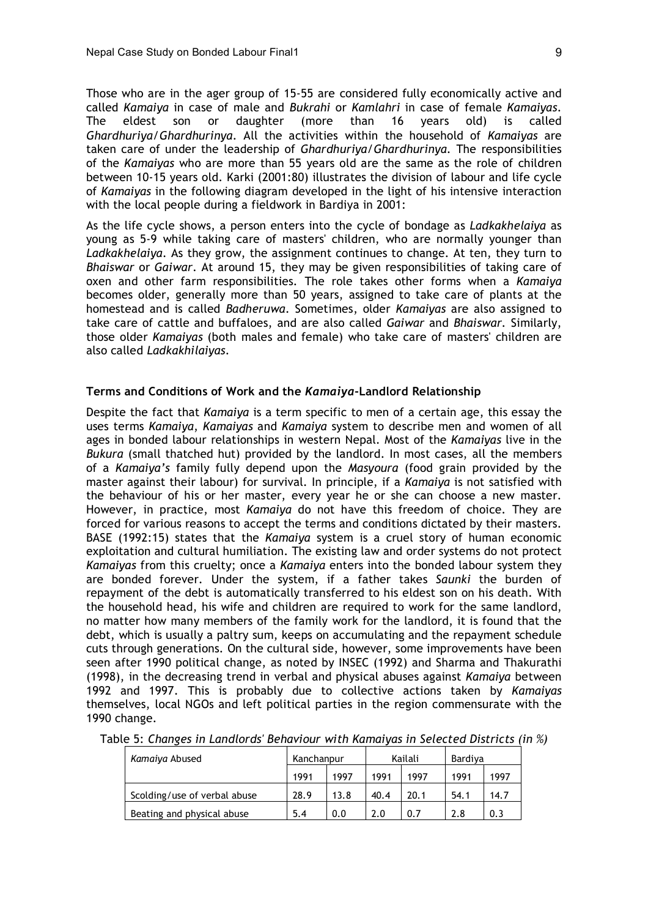Those who are in the ager group of 15-55 are considered fully economically active and called *Kamaiya* in case of male and *Bukrahi* or *Kamlahri* in case of female *Kamaiyas*. The eldest son or daughter (more than 16 years old) is called *Ghardhuriya/Ghardhurinya*. All the activities within the household of *Kamaiyas* are taken care of under the leadership of *Ghardhuriya/Ghardhurinya*. The responsibilities of the *Kamaiyas* who are more than 55 years old are the same as the role of children between 10-15 years old. Karki (2001:80) illustrates the division of labour and life cycle of *Kamaiyas* in the following diagram developed in the light of his intensive interaction with the local people during a fieldwork in Bardiya in 2001:

As the life cycle shows, a person enters into the cycle of bondage as *Ladkakhelaiya* as young as 5-9 while taking care of masters' children, who are normally younger than *Ladkakhelaiya*. As they grow, the assignment continues to change. At ten, they turn to *Bhaiswar* or *Gaiwar*. At around 15, they may be given responsibilities of taking care of oxen and other farm responsibilities. The role takes other forms when a *Kamaiya* becomes older, generally more than 50 years, assigned to take care of plants at the homestead and is called *Badheruwa*. Sometimes, older *Kamaiyas* are also assigned to take care of cattle and buffaloes, and are also called *Gaiwar* and *Bhaiswar*. Similarly, those older *Kamaiyas* (both males and female) who take care of masters' children are also called *Ladkakhilaiyas*.

### Terms and Conditions of Work and the *Kamaiya*-Landlord Relationship

Despite the fact that *Kamaiya* is a term specific to men of a certain age, this essay the uses terms *Kamaiya*, *Kamaiyas* and *Kamaiya* system to describe men and women of all ages in bonded labour relationships in western Nepal. Most of the *Kamaiyas* live in the *Bukura* (small thatched hut) provided by the landlord. In most cases, all the members of a *Kamaiya's* family fully depend upon the *Masyoura* (food grain provided by the master against their labour) for survival. In principle, if a *Kamaiya* is not satisfied with the behaviour of his or her master, every year he or she can choose a new master. However, in practice, most *Kamaiya* do not have this freedom of choice. They are forced for various reasons to accept the terms and conditions dictated by their masters. BASE (1992:15) states that the *Kamaiya* system is a cruel story of human economic exploitation and cultural humiliation. The existing law and order systems do not protect *Kamaiyas* from this cruelty; once a *Kamaiya* enters into the bonded labour system they are bonded forever. Under the system, if a father takes *Saunki* the burden of repayment of the debt is automatically transferred to his eldest son on his death. With the household head, his wife and children are required to work for the same landlord, no matter how many members of the family work for the landlord, it is found that the debt, which is usually a paltry sum, keeps on accumulating and the repayment schedule cuts through generations. On the cultural side, however, some improvements have been seen after 1990 political change, as noted by INSEC (1992) and Sharma and Thakurathi (1998), in the decreasing trend in verbal and physical abuses against *Kamaiya* between 1992 and 1997. This is probably due to collective actions taken by *Kamaiyas* themselves, local NGOs and left political parties in the region commensurate with the 1990 change.

Table 5: *Changes in Landlords' Behaviour with Kamaiyas in Selected Districts (in %)*

| *Kamaiya* Abused | Kanchanpur | | Kailali | | Bardiya | |
|---|---|---|---|---|---|---|
| | 1991 | 1997 | 1991 | 1997 | 1991 | 1997 |
| Scolding/use of verbal abuse | 28.9 | 13.8 | 40.4 | 20.1 | 54.1 | 14.7 |
| Beating and physical abuse | 5.4 | 0.0 | 2.0 | 0.7 | 2.8 | 0.3 |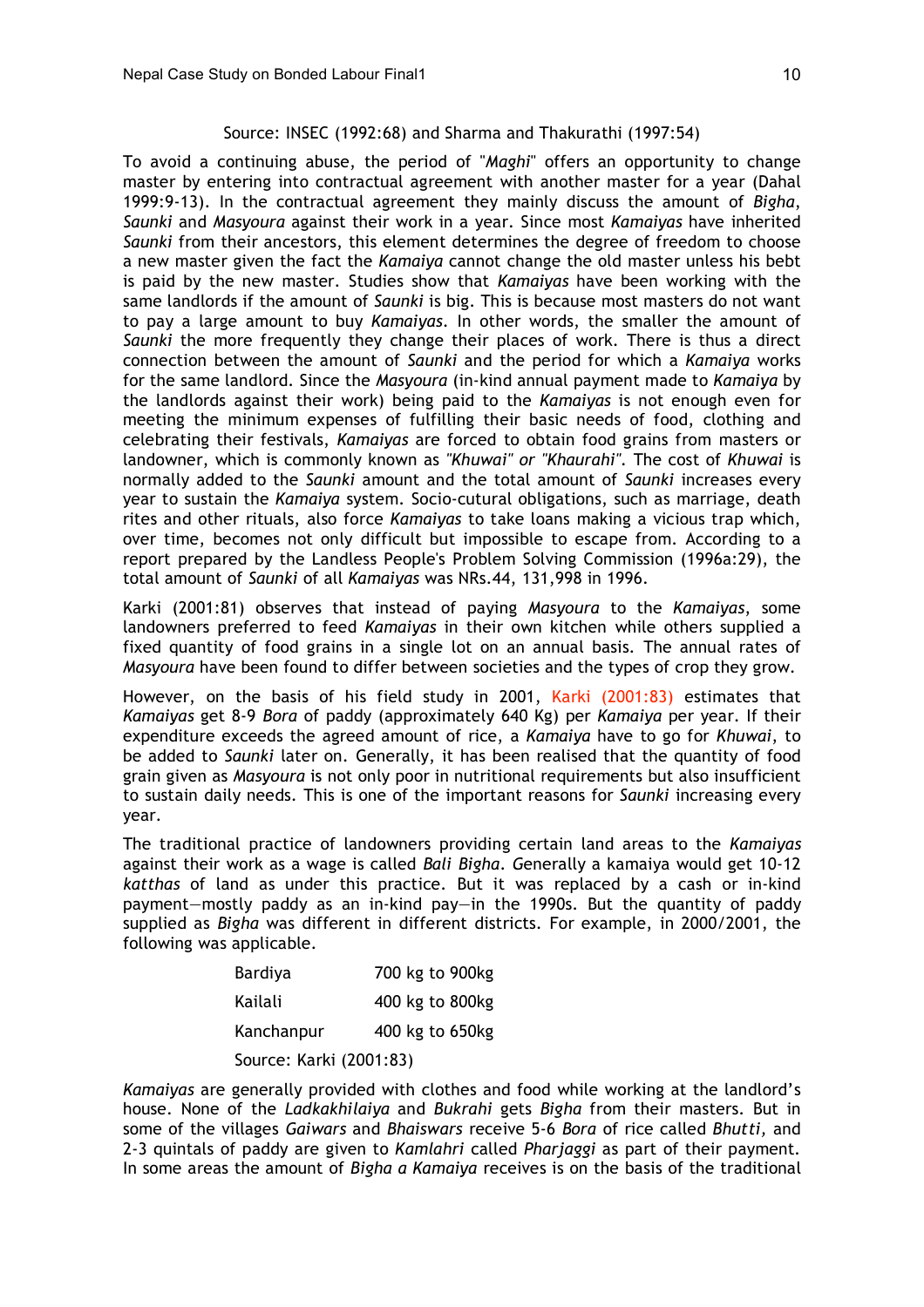Source: INSEC (1992:68) and Sharma and Thakurathi (1997:54)

To avoid a continuing abuse, the period of "*Maghi*" offers an opportunity to change master by entering into contractual agreement with another master for a year (Dahal 1999:9-13). In the contractual agreement they mainly discuss the amount of *Bigha*, *Saunki* and *Masyoura* against their work in a year. Since most *Kamaiyas* have inherited *Saunki* from their ancestors, this element determines the degree of freedom to choose a new master given the fact the *Kamaiya* cannot change the old master unless his bebt is paid by the new master. Studies show that *Kamaiyas* have been working with the same landlords if the amount of *Saunki* is big. This is because most masters do not want to pay a large amount to buy *Kamaiyas*. In other words, the smaller the amount of *Saunki* the more frequently they change their places of work. There is thus a direct connection between the amount of *Saunki* and the period for which a *Kamaiya* works for the same landlord. Since the *Masyoura* (in-kind annual payment made to *Kamaiya* by the landlords against their work) being paid to the *Kamaiyas* is not enough even for meeting the minimum expenses of fulfilling their basic needs of food, clothing and celebrating their festivals, *Kamaiyas* are forced to obtain food grains from masters or landowner, which is commonly known as *"Khuwai" or "Khaurahi"*. The cost of *Khuwai* is normally added to the *Saunki* amount and the total amount of *Saunki* increases every year to sustain the *Kamaiya* system. Socio-cutural obligations, such as marriage, death rites and other rituals, also force *Kamaiyas* to take loans making a vicious trap which, over time, becomes not only difficult but impossible to escape from. According to a report prepared by the Landless People's Problem Solving Commission (1996a:29), the total amount of *Saunki* of all *Kamaiyas* was NRs.44, 131,998 in 1996.

Karki (2001:81) observes that instead of paying *Masyoura* to the *Kamaiyas*, some landowners preferred to feed *Kamaiyas* in their own kitchen while others supplied a fixed quantity of food grains in a single lot on an annual basis. The annual rates of *Masyoura* have been found to differ between societies and the types of crop they grow.

However, on the basis of his field study in 2001, Karki (2001:83) estimates that *Kamaiyas* get 8-9 *Bora* of paddy (approximately 640 Kg) per *Kamaiya* per year. If their expenditure exceeds the agreed amount of rice, a *Kamaiya* have to go for *Khuwai*, to be added to *Saunki* later on. Generally, it has been realised that the quantity of food grain given as *Masyoura* is not only poor in nutritional requirements but also insufficient to sustain daily needs. This is one of the important reasons for *Saunki* increasing every year.

The traditional practice of landowners providing certain land areas to the *Kamaiyas* against their work as a wage is called *Bali Bigha*. *G*enerally a kamaiya would get 10-12 *katthas* of land as under this practice. But it was replaced by a cash or in-kind payment—mostly paddy as an in-kind pay—in the 1990s. But the quantity of paddy supplied as *Bigha* was different in different districts. For example, in 2000/2001, the following was applicable.

| | |
|---|---|
| Bardiya | 700 kg to 900kg |
| Kailali | 400 kg to 800kg |
| Kanchanpur | 400 kg to 650kg |

Source: Karki (2001:83)

*Kamaiyas* are generally provided with clothes and food while working at the landlord's house. None of the *Ladkakhilaiya* and *Bukrahi* gets *Bigha* from their masters. But in some of the villages *Gaiwars* and *Bhaiswars* receive 5-6 *Bora* of rice called *Bhutti*, and 2-3 quintals of paddy are given to *Kamlahri* called *Pharjaggi* as part of their payment. In some areas the amount of *Bigha a Kamaiya* receives is on the basis of the traditional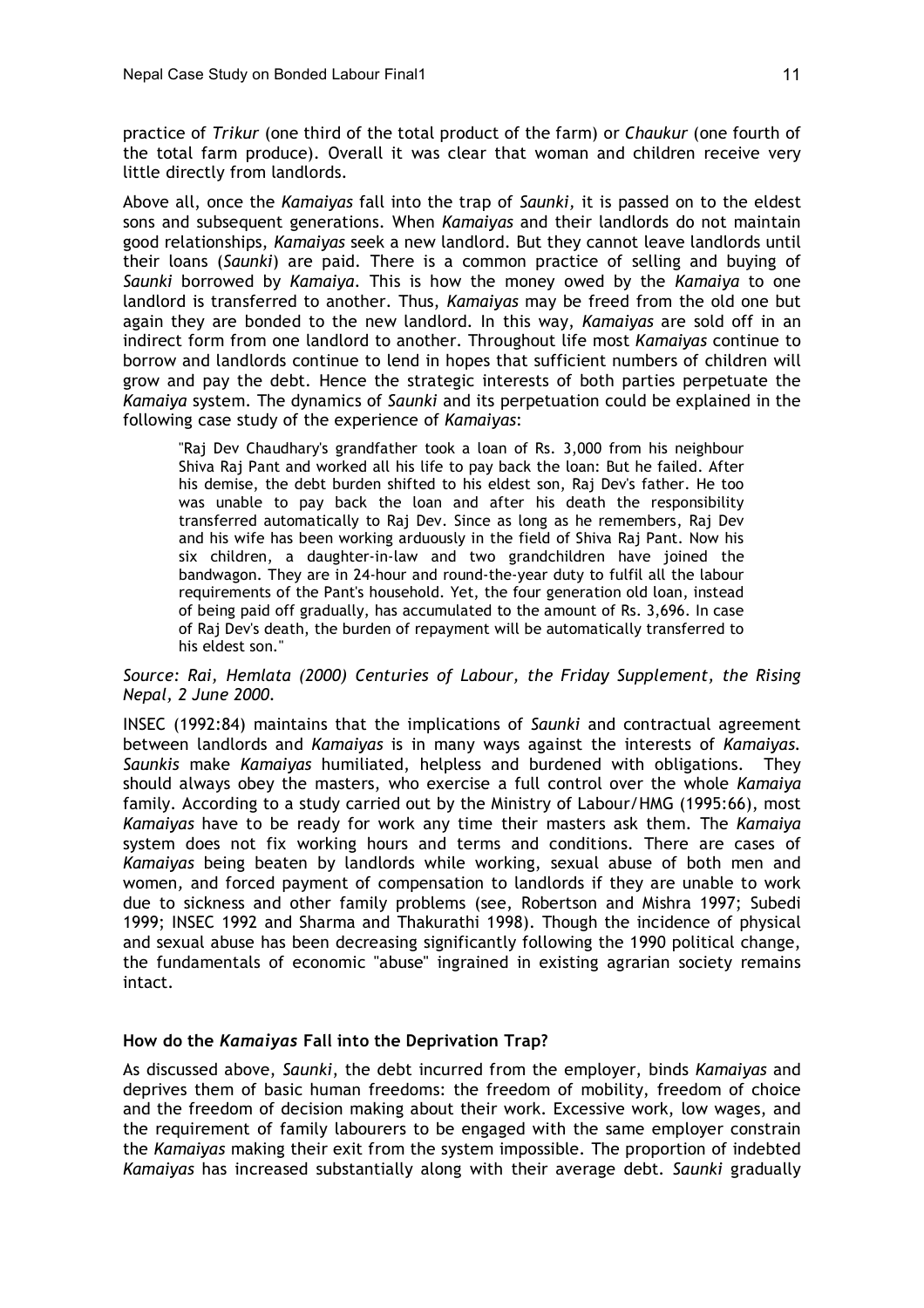practice of *Trikur* (one third of the total product of the farm) or *Chaukur* (one fourth of the total farm produce). Overall it was clear that woman and children receive very little directly from landlords.

Above all, once the *Kamaiyas* fall into the trap of *Saunki*, it is passed on to the eldest sons and subsequent generations. When *Kamaiyas* and their landlords do not maintain good relationships, *Kamaiyas* seek a new landlord. But they cannot leave landlords until their loans (*Saunki*) are paid. There is a common practice of selling and buying of *Saunki* borrowed by *Kamaiya*. This is how the money owed by the *Kamaiya* to one landlord is transferred to another. Thus, *Kamaiyas* may be freed from the old one but again they are bonded to the new landlord. In this way, *Kamaiyas* are sold off in an indirect form from one landlord to another. Throughout life most *Kamaiyas* continue to borrow and landlords continue to lend in hopes that sufficient numbers of children will grow and pay the debt. Hence the strategic interests of both parties perpetuate the *Kamaiya* system. The dynamics of *Saunki* and its perpetuation could be explained in the following case study of the experience of *Kamaiyas*:

> "Raj Dev Chaudhary's grandfather took a loan of Rs. 3,000 from his neighbour Shiva Raj Pant and worked all his life to pay back the loan: But he failed. After his demise, the debt burden shifted to his eldest son, Raj Dev's father. He too was unable to pay back the loan and after his death the responsibility transferred automatically to Raj Dev. Since as long as he remembers, Raj Dev and his wife has been working arduously in the field of Shiva Raj Pant. Now his six children, a daughter-in-law and two grandchildren have joined the bandwagon. They are in 24-hour and round-the-year duty to fulfil all the labour requirements of the Pant's household. Yet, the four generation old loan, instead of being paid off gradually, has accumulated to the amount of Rs. 3,696. In case of Raj Dev's death, the burden of repayment will be automatically transferred to his eldest son."

*Source: Rai, Hemlata (2000) Centuries of Labour, the Friday Supplement, the Rising Nepal, 2 June 2000.*

INSEC (1992:84) maintains that the implications of *Saunki* and contractual agreement between landlords and *Kamaiyas* is in many ways against the interests of *Kamaiyas. Saunkis* make *Kamaiyas* humiliated, helpless and burdened with obligations. They should always obey the masters, who exercise a full control over the whole *Kamaiya* family. According to a study carried out by the Ministry of Labour/HMG (1995:66), most *Kamaiyas* have to be ready for work any time their masters ask them. The *Kamaiya* system does not fix working hours and terms and conditions. There are cases of *Kamaiyas* being beaten by landlords while working, sexual abuse of both men and women, and forced payment of compensation to landlords if they are unable to work due to sickness and other family problems (see, Robertson and Mishra 1997; Subedi 1999; INSEC 1992 and Sharma and Thakurathi 1998). Though the incidence of physical and sexual abuse has been decreasing significantly following the 1990 political change, the fundamentals of economic "abuse" ingrained in existing agrarian society remains intact.

### How do the *Kamaiyas* Fall into the Deprivation Trap?

As discussed above, *Saunki*, the debt incurred from the employer, binds *Kamaiyas* and deprives them of basic human freedoms: the freedom of mobility, freedom of choice and the freedom of decision making about their work. Excessive work, low wages, and the requirement of family labourers to be engaged with the same employer constrain the *Kamaiyas* making their exit from the system impossible. The proportion of indebted *Kamaiyas* has increased substantially along with their average debt. *Saunki* gradually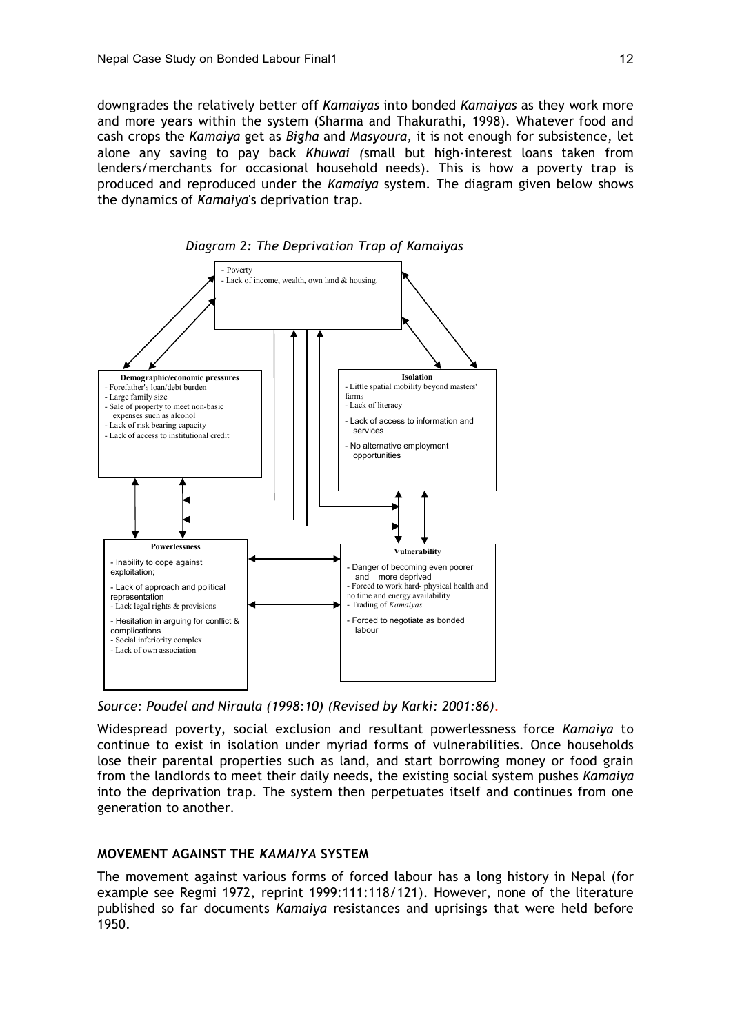downgrades the relatively better off *Kamaiyas* into bonded *Kamaiyas* as they work more and more years within the system (Sharma and Thakurathi, 1998). Whatever food and cash crops the *Kamaiya* get as *Bigha* and *Masyoura,* it is not enough for subsistence, let alone any saving to pay back *Khuwai (*small but high-interest loans taken from lenders/merchants for occasional household needs). This is how a poverty trap is produced and reproduced under the *Kamaiya* system. The diagram given below shows the dynamics of *Kamaiya*'s deprivation trap.

*Diagram 2: The Deprivation Trap of Kamaiyas*

- Poverty
- Lack of income, wealth, own land & housing.

**Demographic/economic pressures**
- Forefather's loan/debt burden
- Large family size
- Sale of property to meet non-basic expenses such as alcohol
- Lack of risk bearing capacity
- Lack of access to institutional credit

**Isolation**
- Little spatial mobility beyond masters' farms
- Lack of literacy
- Lack of access to information and services
- No alternative employment opportunities

**Powerlessness**
- Inability to cope against exploitation;
- Lack of approach and political representation
- Lack legal rights & provisions
- Hesitation in arguing for conflict & complications
- Social inferiority complex
- Lack of own association

**Vulnerability**
- Danger of becoming even poorer and more deprived
- Forced to work hard- physical health and no time and energy availability
- Trading of *Kamaiyas*
- Forced to negotiate as bonded labour

*Source: Poudel and Niraula (1998:10) (Revised by Karki: 2001:86).*

Widespread poverty, social exclusion and resultant powerlessness force *Kamaiya* to continue to exist in isolation under myriad forms of vulnerabilities. Once households lose their parental properties such as land, and start borrowing money or food grain from the landlords to meet their daily needs, the existing social system pushes *Kamaiya* into the deprivation trap. The system then perpetuates itself and continues from one generation to another.

## MOVEMENT AGAINST THE *KAMAIYA* SYSTEM

The movement against various forms of forced labour has a long history in Nepal (for example see Regmi 1972, reprint 1999:111:118/121). However, none of the literature published so far documents *Kamaiya* resistances and uprisings that were held before 1950.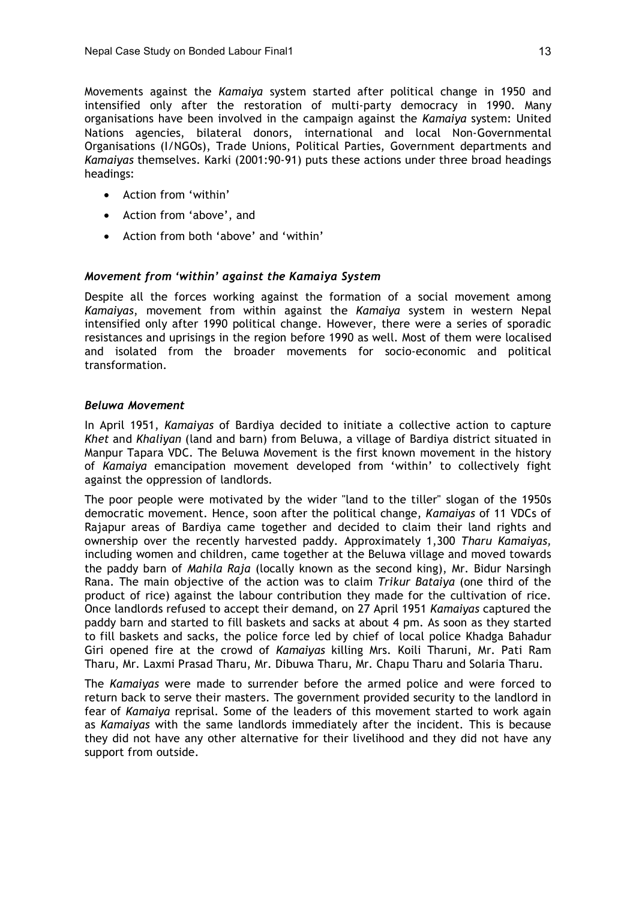Movements against the *Kamaiya* system started after political change in 1950 and intensified only after the restoration of multi-party democracy in 1990. Many organisations have been involved in the campaign against the *Kamaiya* system: United Nations agencies, bilateral donors, international and local Non-Governmental Organisations (I/NGOs), Trade Unions, Political Parties, Government departments and *Kamaiyas* themselves. Karki (2001:90-91) puts these actions under three broad headings headings:

- Action from 'within'
- Action from 'above', and
- Action from both 'above' and 'within'

### *Movement from 'within' against the Kamaiya System*

Despite all the forces working against the formation of a social movement among *Kamaiyas*, movement from within against the *Kamaiya* system in western Nepal intensified only after 1990 political change. However, there were a series of sporadic resistances and uprisings in the region before 1990 as well. Most of them were localised and isolated from the broader movements for socio-economic and political transformation.

### *Beluwa Movement*

In April 1951, *Kamaiyas* of Bardiya decided to initiate a collective action to capture *Khet* and *Khaliyan* (land and barn) from Beluwa, a village of Bardiya district situated in Manpur Tapara VDC. The Beluwa Movement is the first known movement in the history of *Kamaiya* emancipation movement developed from 'within' to collectively fight against the oppression of landlords.

The poor people were motivated by the wider "land to the tiller" slogan of the 1950s democratic movement. Hence, soon after the political change, *Kamaiyas* of 11 VDCs of Rajapur areas of Bardiya came together and decided to claim their land rights and ownership over the recently harvested paddy. Approximately 1,300 *Tharu Kamaiyas*, including women and children, came together at the Beluwa village and moved towards the paddy barn of *Mahila Raja* (locally known as the second king), Mr. Bidur Narsingh Rana. The main objective of the action was to claim *Trikur Bataiya* (one third of the product of rice) against the labour contribution they made for the cultivation of rice. Once landlords refused to accept their demand, on 27 April 1951 *Kamaiyas* captured the paddy barn and started to fill baskets and sacks at about 4 pm. As soon as they started to fill baskets and sacks, the police force led by chief of local police Khadga Bahadur Giri opened fire at the crowd of *Kamaiyas* killing Mrs. Koili Tharuni, Mr. Pati Ram Tharu, Mr. Laxmi Prasad Tharu, Mr. Dibuwa Tharu, Mr. Chapu Tharu and Solaria Tharu.

The *Kamaiyas* were made to surrender before the armed police and were forced to return back to serve their masters. The government provided security to the landlord in fear of *Kamaiya* reprisal. Some of the leaders of this movement started to work again as *Kamaiyas* with the same landlords immediately after the incident. This is because they did not have any other alternative for their livelihood and they did not have any support from outside.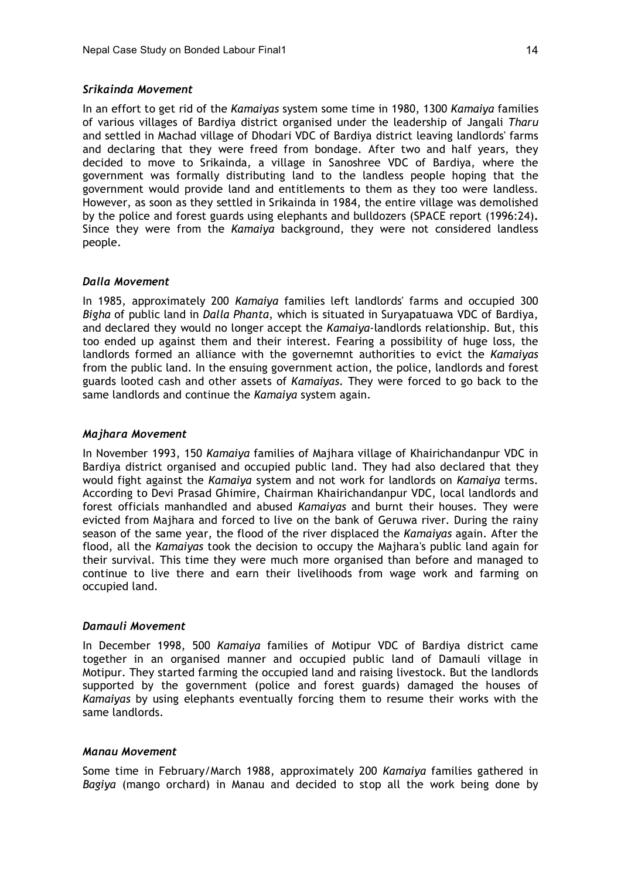### *Srikainda Movement*

In an effort to get rid of the *Kamaiyas* system some time in 1980, 1300 *Kamaiya* families of various villages of Bardiya district organised under the leadership of Jangali *Tharu* and settled in Machad village of Dhodari VDC of Bardiya district leaving landlords' farms and declaring that they were freed from bondage. After two and half years, they decided to move to Srikainda, a village in Sanoshree VDC of Bardiya, where the government was formally distributing land to the landless people hoping that the government would provide land and entitlements to them as they too were landless. However, as soon as they settled in Srikainda in 1984, the entire village was demolished by the police and forest guards using elephants and bulldozers (SPACE report (1996:24)**.** Since they were from the *Kamaiya* background, they were not considered landless people.

### *Dalla Movement*

In 1985, approximately 200 *Kamaiya* families left landlords' farms and occupied 300 *Bigha* of public land in *Dalla Phanta,* which is situated in Suryapatuawa VDC of Bardiya, and declared they would no longer accept the *Kamaiya*-landlords relationship. But, this too ended up against them and their interest. Fearing a possibility of huge loss, the landlords formed an alliance with the governemnt authorities to evict the *Kamaiyas* from the public land. In the ensuing government action, the police, landlords and forest guards looted cash and other assets of *Kamaiyas.* They were forced to go back to the same landlords and continue the *Kamaiya* system again.

### *Majhara Movement*

In November 1993, 150 *Kamaiya* families of Majhara village of Khairichandanpur VDC in Bardiya district organised and occupied public land. They had also declared that they would fight against the *Kamaiya* system and not work for landlords on *Kamaiya* terms. According to Devi Prasad Ghimire, Chairman Khairichandanpur VDC, local landlords and forest officials manhandled and abused *Kamaiyas* and burnt their houses. They were evicted from Majhara and forced to live on the bank of Geruwa river. During the rainy season of the same year, the flood of the river displaced the *Kamaiyas* again. After the flood, all the *Kamaiyas* took the decision to occupy the Majhara's public land again for their survival. This time they were much more organised than before and managed to continue to live there and earn their livelihoods from wage work and farming on occupied land.

### *Damauli Movement*

In December 1998, 500 *Kamaiya* families of Motipur VDC of Bardiya district came together in an organised manner and occupied public land of Damauli village in Motipur. They started farming the occupied land and raising livestock. But the landlords supported by the government (police and forest guards) damaged the houses of *Kamaiyas* by using elephants eventually forcing them to resume their works with the same landlords.

### *Manau Movement*

Some time in February/March 1988, approximately 200 *Kamaiya* families gathered in *Bagiya* (mango orchard) in Manau and decided to stop all the work being done by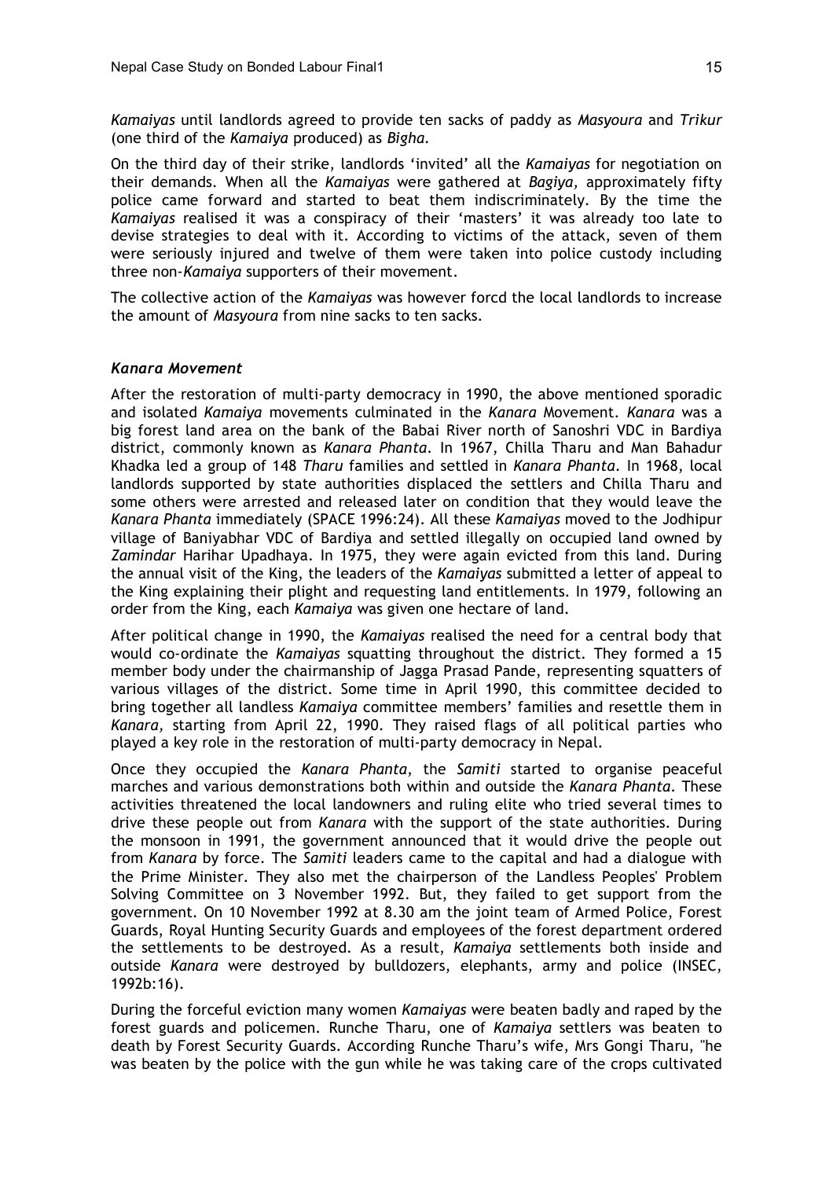*Kamaiyas* until landlords agreed to provide ten sacks of paddy as *Masyoura* and *Trikur* (one third of the *Kamaiya* produced) as *Bigha*.

On the third day of their strike, landlords 'invited' all the *Kamaiyas* for negotiation on their demands. When all the *Kamaiyas* were gathered at *Bagiya*, approximately fifty police came forward and started to beat them indiscriminately. By the time the *Kamaiyas* realised it was a conspiracy of their 'masters' it was already too late to devise strategies to deal with it. According to victims of the attack, seven of them were seriously injured and twelve of them were taken into police custody including three non-*Kamaiya* supporters of their movement.

The collective action of the *Kamaiyas* was however forcd the local landlords to increase the amount of *Masyoura* from nine sacks to ten sacks.

### *Kanara Movement*

After the restoration of multi-party democracy in 1990, the above mentioned sporadic and isolated *Kamaiya* movements culminated in the *Kanara* Movement. *Kanara* was a big forest land area on the bank of the Babai River north of Sanoshri VDC in Bardiya district, commonly known as *Kanara Phanta*. In 1967, Chilla Tharu and Man Bahadur Khadka led a group of 148 *Tharu* families and settled in *Kanara Phanta*. In 1968, local landlords supported by state authorities displaced the settlers and Chilla Tharu and some others were arrested and released later on condition that they would leave the *Kanara Phanta* immediately (SPACE 1996:24). All these *Kamaiyas* moved to the Jodhipur village of Baniyabhar VDC of Bardiya and settled illegally on occupied land owned by *Zamindar* Harihar Upadhaya. In 1975, they were again evicted from this land. During the annual visit of the King, the leaders of the *Kamaiyas* submitted a letter of appeal to the King explaining their plight and requesting land entitlements. In 1979, following an order from the King, each *Kamaiya* was given one hectare of land.

After political change in 1990, the *Kamaiyas* realised the need for a central body that would co-ordinate the *Kamaiyas* squatting throughout the district. They formed a 15 member body under the chairmanship of Jagga Prasad Pande, representing squatters of various villages of the district. Some time in April 1990, this committee decided to bring together all landless *Kamaiya* committee members' families and resettle them in *Kanara*, starting from April 22, 1990. They raised flags of all political parties who played a key role in the restoration of multi-party democracy in Nepal.

Once they occupied the *Kanara Phanta*, the *Samiti* started to organise peaceful marches and various demonstrations both within and outside the *Kanara Phanta*. These activities threatened the local landowners and ruling elite who tried several times to drive these people out from *Kanara* with the support of the state authorities. During the monsoon in 1991, the government announced that it would drive the people out from *Kanara* by force. The *Samiti* leaders came to the capital and had a dialogue with the Prime Minister. They also met the chairperson of the Landless Peoples' Problem Solving Committee on 3 November 1992. But, they failed to get support from the government. On 10 November 1992 at 8.30 am the joint team of Armed Police, Forest Guards, Royal Hunting Security Guards and employees of the forest department ordered the settlements to be destroyed. As a result, *Kamaiya* settlements both inside and outside *Kanara* were destroyed by bulldozers, elephants, army and police (INSEC, 1992b:16).

During the forceful eviction many women *Kamaiyas* were beaten badly and raped by the forest guards and policemen. Runche Tharu, one of *Kamaiya* settlers was beaten to death by Forest Security Guards. According Runche Tharu's wife, Mrs Gongi Tharu, "he was beaten by the police with the gun while he was taking care of the crops cultivated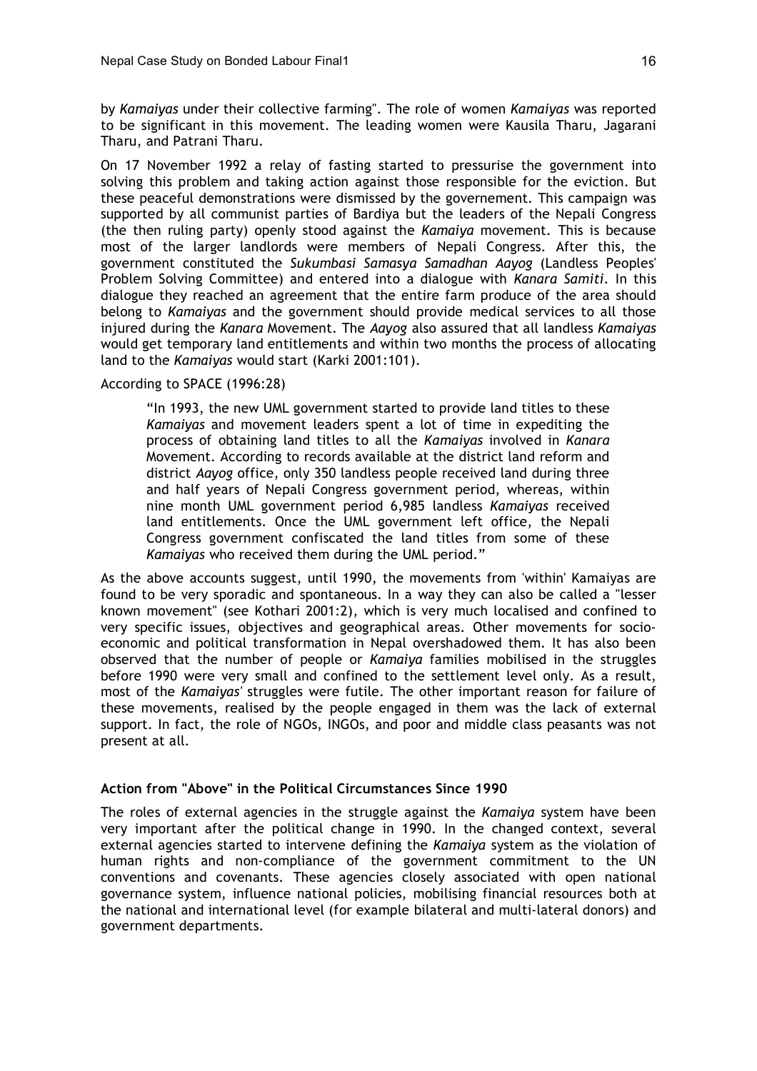by *Kamaiyas* under their collective farming". The role of women *Kamaiyas* was reported to be significant in this movement. The leading women were Kausila Tharu, Jagarani Tharu, and Patrani Tharu.

On 17 November 1992 a relay of fasting started to pressurise the government into solving this problem and taking action against those responsible for the eviction. But these peaceful demonstrations were dismissed by the governement. This campaign was supported by all communist parties of Bardiya but the leaders of the Nepali Congress (the then ruling party) openly stood against the *Kamaiya* movement. This is because most of the larger landlords were members of Nepali Congress. After this, the government constituted the *Sukumbasi Samasya Samadhan Aayog* (Landless Peoples' Problem Solving Committee) and entered into a dialogue with *Kanara Samiti*. In this dialogue they reached an agreement that the entire farm produce of the area should belong to *Kamaiyas* and the government should provide medical services to all those injured during the *Kanara* Movement. The *Aayog* also assured that all landless *Kamaiyas* would get temporary land entitlements and within two months the process of allocating land to the *Kamaiyas* would start (Karki 2001:101).

According to SPACE (1996:28)

> "In 1993, the new UML government started to provide land titles to these *Kamaiyas* and movement leaders spent a lot of time in expediting the process of obtaining land titles to all the *Kamaiyas* involved in *Kanara* Movement. According to records available at the district land reform and district *Aayog* office, only 350 landless people received land during three and half years of Nepali Congress government period, whereas, within nine month UML government period 6,985 landless *Kamaiyas* received land entitlements. Once the UML government left office, the Nepali Congress government confiscated the land titles from some of these *Kamaiyas* who received them during the UML period."

As the above accounts suggest, until 1990, the movements from 'within' Kamaiyas are found to be very sporadic and spontaneous. In a way they can also be called a "lesser known movement" (see Kothari 2001:2), which is very much localised and confined to very specific issues, objectives and geographical areas. Other movements for socio-economic and political transformation in Nepal overshadowed them. It has also been observed that the number of people or *Kamaiya* families mobilised in the struggles before 1990 were very small and confined to the settlement level only. As a result, most of the *Kamaiyas'* struggles were futile. The other important reason for failure of these movements, realised by the people engaged in them was the lack of external support. In fact, the role of NGOs, INGOs, and poor and middle class peasants was not present at all.

### Action from "Above" in the Political Circumstances Since 1990

The roles of external agencies in the struggle against the *Kamaiya* system have been very important after the political change in 1990. In the changed context, several external agencies started to intervene defining the *Kamaiya* system as the violation of human rights and non-compliance of the government commitment to the UN conventions and covenants. These agencies closely associated with open national governance system, influence national policies, mobilising financial resources both at the national and international level (for example bilateral and multi-lateral donors) and government departments.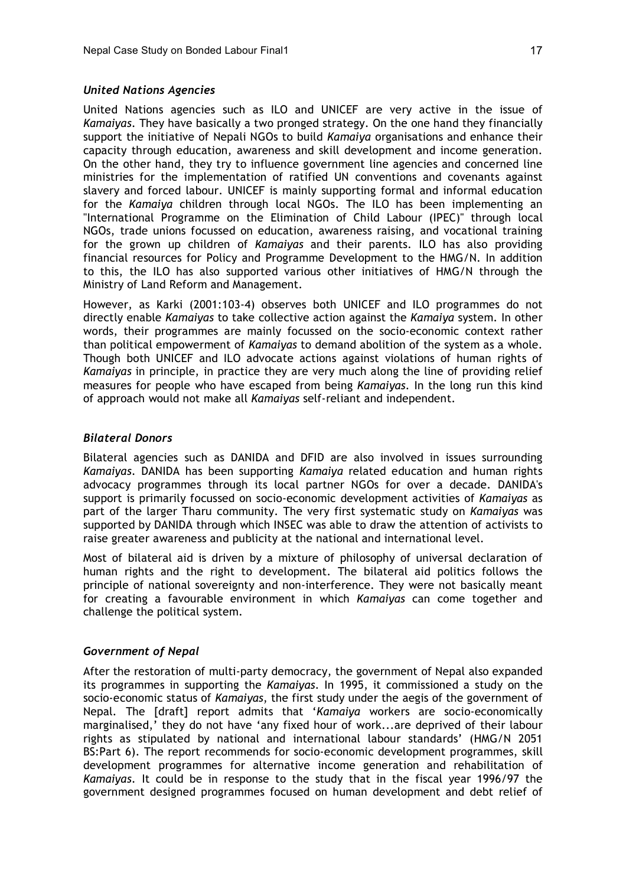### *United Nations Agencies*

United Nations agencies such as ILO and UNICEF are very active in the issue of *Kamaiyas*. They have basically a two pronged strategy. On the one hand they financially support the initiative of Nepali NGOs to build *Kamaiya* organisations and enhance their capacity through education, awareness and skill development and income generation. On the other hand, they try to influence government line agencies and concerned line ministries for the implementation of ratified UN conventions and covenants against slavery and forced labour. UNICEF is mainly supporting formal and informal education for the *Kamaiya* children through local NGOs. The ILO has been implementing an "International Programme on the Elimination of Child Labour (IPEC)" through local NGOs, trade unions focussed on education, awareness raising, and vocational training for the grown up children of *Kamaiyas* and their parents. ILO has also providing financial resources for Policy and Programme Development to the HMG/N. In addition to this, the ILO has also supported various other initiatives of HMG/N through the Ministry of Land Reform and Management.

However, as Karki (2001:103-4) observes both UNICEF and ILO programmes do not directly enable *Kamaiyas* to take collective action against the *Kamaiya* system. In other words, their programmes are mainly focussed on the socio-economic context rather than political empowerment of *Kamaiyas* to demand abolition of the system as a whole. Though both UNICEF and ILO advocate actions against violations of human rights of *Kamaiyas* in principle, in practice they are very much along the line of providing relief measures for people who have escaped from being *Kamaiyas*. In the long run this kind of approach would not make all *Kamaiyas* self-reliant and independent.

### *Bilateral Donors*

Bilateral agencies such as DANIDA and DFID are also involved in issues surrounding *Kamaiyas*. DANIDA has been supporting *Kamaiya* related education and human rights advocacy programmes through its local partner NGOs for over a decade. DANIDA's support is primarily focussed on socio-economic development activities of *Kamaiyas* as part of the larger Tharu community. The very first systematic study on *Kamaiyas* was supported by DANIDA through which INSEC was able to draw the attention of activists to raise greater awareness and publicity at the national and international level.

Most of bilateral aid is driven by a mixture of philosophy of universal declaration of human rights and the right to development. The bilateral aid politics follows the principle of national sovereignty and non-interference. They were not basically meant for creating a favourable environment in which *Kamaiyas* can come together and challenge the political system.

### *Government of Nepal*

After the restoration of multi-party democracy, the government of Nepal also expanded its programmes in supporting the *Kamaiyas*. In 1995, it commissioned a study on the socio-economic status of *Kamaiyas*, the first study under the aegis of the government of Nepal. The [draft] report admits that '*Kamaiya* workers are socio-economically marginalised,' they do not have 'any fixed hour of work...are deprived of their labour rights as stipulated by national and international labour standards' (HMG/N 2051 BS:Part 6). The report recommends for socio-economic development programmes, skill development programmes for alternative income generation and rehabilitation of *Kamaiyas*. It could be in response to the study that in the fiscal year 1996/97 the government designed programmes focused on human development and debt relief of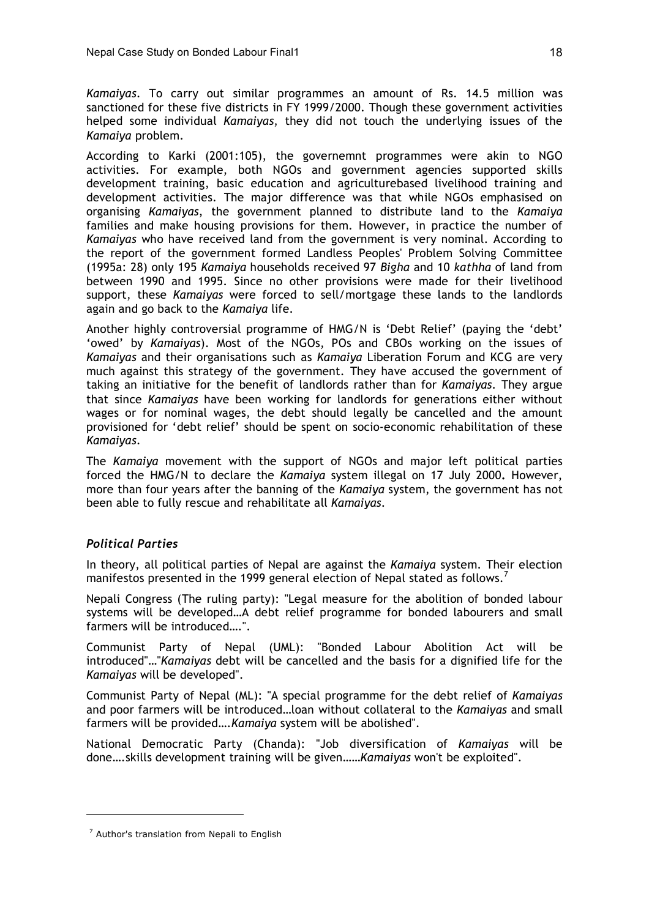*Kamaiyas*. To carry out similar programmes an amount of Rs. 14.5 million was sanctioned for these five districts in FY 1999/2000. Though these government activities helped some individual *Kamaiyas*, they did not touch the underlying issues of the *Kamaiya* problem.

According to Karki (2001:105), the governemnt programmes were akin to NGO activities. For example, both NGOs and government agencies supported skills development training, basic education and agriculturebased livelihood training and development activities. The major difference was that while NGOs emphasised on organising *Kamaiyas*, the government planned to distribute land to the *Kamaiya* families and make housing provisions for them. However, in practice the number of *Kamaiyas* who have received land from the government is very nominal. According to the report of the government formed Landless Peoples' Problem Solving Committee (1995a: 28) only 195 *Kamaiya* households received 97 *Bigha* and 10 *kathha* of land from between 1990 and 1995. Since no other provisions were made for their livelihood support, these *Kamaiyas* were forced to sell/mortgage these lands to the landlords again and go back to the *Kamaiya* life.

Another highly controversial programme of HMG/N is 'Debt Relief' (paying the 'debt' 'owed' by *Kamaiyas*). Most of the NGOs, POs and CBOs working on the issues of *Kamaiyas* and their organisations such as *Kamaiya* Liberation Forum and KCG are very much against this strategy of the government. They have accused the government of taking an initiative for the benefit of landlords rather than for *Kamaiyas*. They argue that since *Kamaiyas* have been working for landlords for generations either without wages or for nominal wages, the debt should legally be cancelled and the amount provisioned for 'debt relief' should be spent on socio-economic rehabilitation of these *Kamaiyas*.

The *Kamaiya* movement with the support of NGOs and major left political parties forced the HMG/N to declare the *Kamaiya* system illegal on 17 July 2000**.** However, more than four years after the banning of the *Kamaiya* system, the government has not been able to fully rescue and rehabilitate all *Kamaiyas*.

### *Political Parties*

In theory, all political parties of Nepal are against the *Kamaiya* system. Their election manifestos presented in the 1999 general election of Nepal stated as follows.[7]

Nepali Congress (The ruling party): "Legal measure for the abolition of bonded labour systems will be developed…A debt relief programme for bonded labourers and small farmers will be introduced….".

Communist Party of Nepal (UML): "Bonded Labour Abolition Act will be introduced"…"*Kamaiyas* debt will be cancelled and the basis for a dignified life for the *Kamaiyas* will be developed".

Communist Party of Nepal (ML): "A special programme for the debt relief of *Kamaiyas* and poor farmers will be introduced…loan without collateral to the *Kamaiyas* and small farmers will be provided….*Kamaiya* system will be abolished".

National Democratic Party (Chanda): "Job diversification of *Kamaiyas* will be done….skills development training will be given……*Kamaiyas* won't be exploited".

---

[7] Author's translation from Nepali to English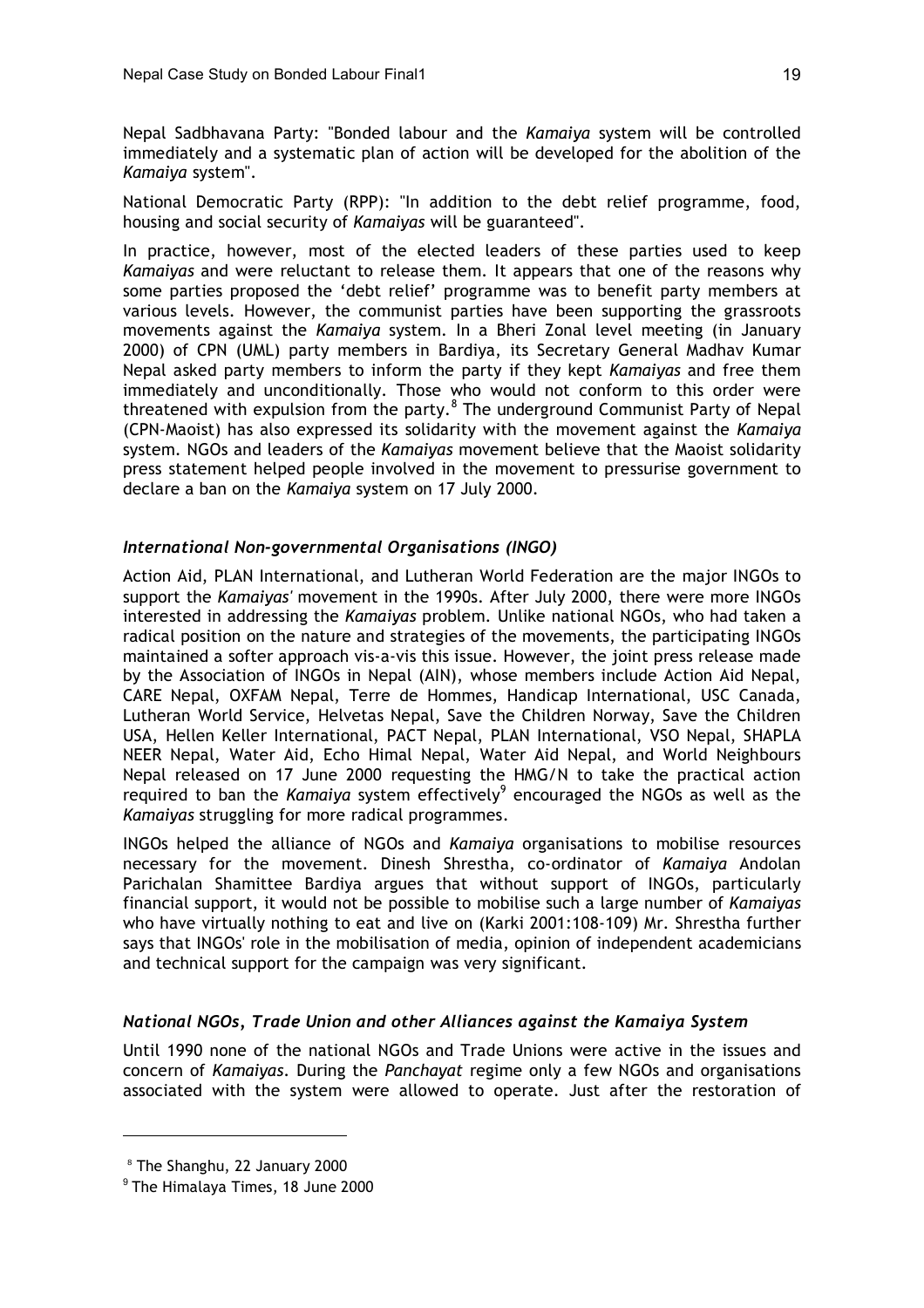Nepal Sadbhavana Party: "Bonded labour and the *Kamaiya* system will be controlled immediately and a systematic plan of action will be developed for the abolition of the *Kamaiya* system".

National Democratic Party (RPP): "In addition to the debt relief programme, food, housing and social security of *Kamaiyas* will be guaranteed".

In practice, however, most of the elected leaders of these parties used to keep *Kamaiyas* and were reluctant to release them. It appears that one of the reasons why some parties proposed the 'debt relief' programme was to benefit party members at various levels. However, the communist parties have been supporting the grassroots movements against the *Kamaiya* system. In a Bheri Zonal level meeting (in January 2000) of CPN (UML) party members in Bardiya, its Secretary General Madhav Kumar Nepal asked party members to inform the party if they kept *Kamaiyas* and free them immediately and unconditionally. Those who would not conform to this order were threatened with expulsion from the party.[8] The underground Communist Party of Nepal (CPN-Maoist) has also expressed its solidarity with the movement against the *Kamaiya* system. NGOs and leaders of the *Kamaiyas* movement believe that the Maoist solidarity press statement helped people involved in the movement to pressurise government to declare a ban on the *Kamaiya* system on 17 July 2000.

### *International Non-governmental Organisations (INGO)*

Action Aid, PLAN International, and Lutheran World Federation are the major INGOs to support the *Kamaiyas'* movement in the 1990s. After July 2000, there were more INGOs interested in addressing the *Kamaiyas* problem. Unlike national NGOs, who had taken a radical position on the nature and strategies of the movements, the participating INGOs maintained a softer approach vis-a-vis this issue. However, the joint press release made by the Association of INGOs in Nepal (AIN), whose members include Action Aid Nepal, CARE Nepal, OXFAM Nepal, Terre de Hommes, Handicap International, USC Canada, Lutheran World Service, Helvetas Nepal, Save the Children Norway, Save the Children USA, Hellen Keller International, PACT Nepal, PLAN International, VSO Nepal, SHAPLA NEER Nepal, Water Aid, Echo Himal Nepal, Water Aid Nepal, and World Neighbours Nepal released on 17 June 2000 requesting the HMG/N to take the practical action required to ban the *Kamaiya* system effectively[9] encouraged the NGOs as well as the *Kamaiyas* struggling for more radical programmes.

INGOs helped the alliance of NGOs and *Kamaiya* organisations to mobilise resources necessary for the movement. Dinesh Shrestha, co-ordinator of *Kamaiya* Andolan Parichalan Shamittee Bardiya argues that without support of INGOs, particularly financial support, it would not be possible to mobilise such a large number of *Kamaiyas* who have virtually nothing to eat and live on (Karki 2001:108-109) Mr. Shrestha further says that INGOs' role in the mobilisation of media, opinion of independent academicians and technical support for the campaign was very significant.

### *National NGOs, Trade Union and other Alliances against the Kamaiya System*

Until 1990 none of the national NGOs and Trade Unions were active in the issues and concern of *Kamaiyas*. During the *Panchayat* regime only a few NGOs and organisations associated with the system were allowed to operate. Just after the restoration of

---

[8] The Shanghu, 22 January 2000

[9] The Himalaya Times, 18 June 2000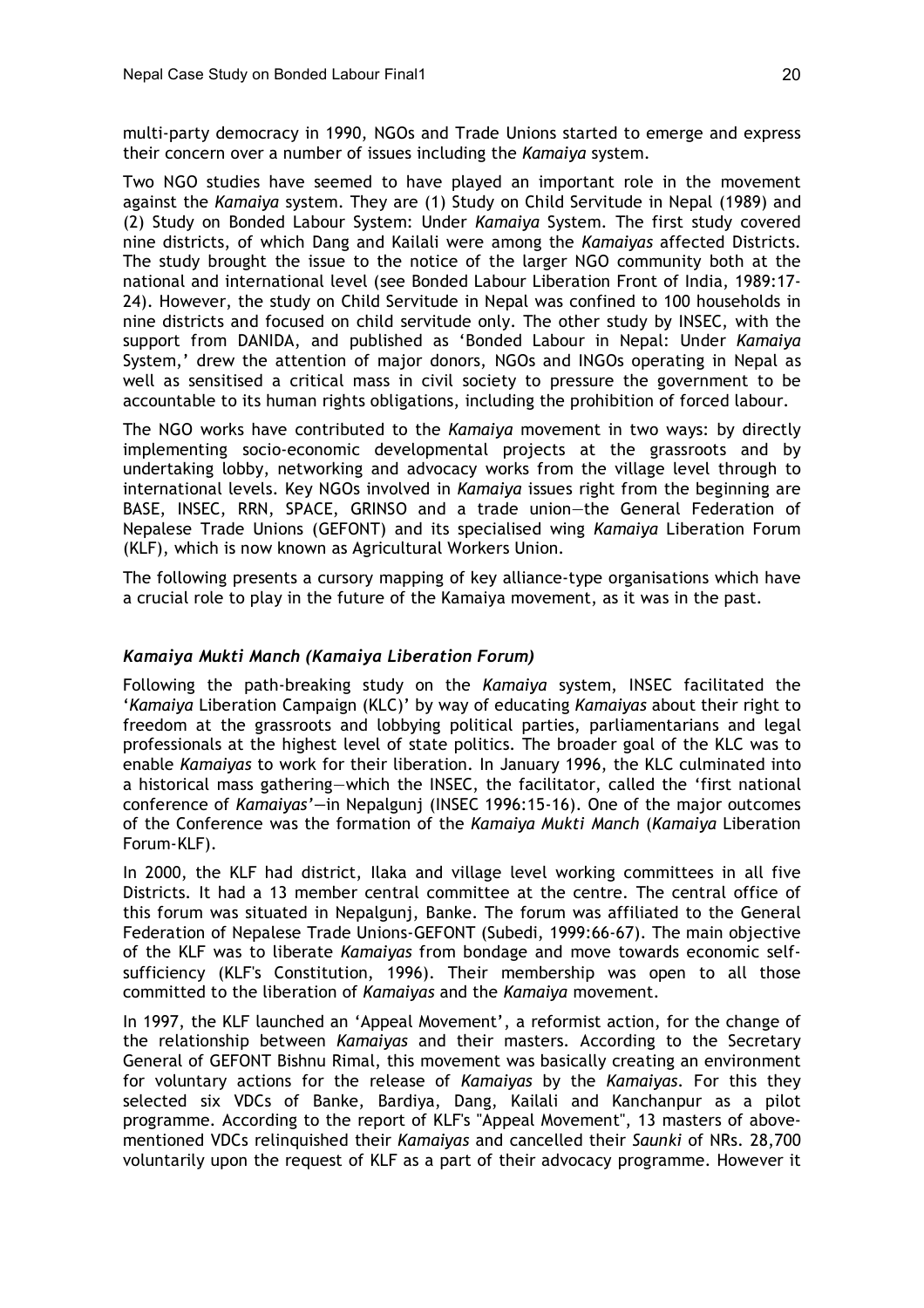multi-party democracy in 1990, NGOs and Trade Unions started to emerge and express their concern over a number of issues including the *Kamaiya* system.

Two NGO studies have seemed to have played an important role in the movement against the *Kamaiya* system. They are (1) Study on Child Servitude in Nepal (1989) and (2) Study on Bonded Labour System: Under *Kamaiya* System. The first study covered nine districts, of which Dang and Kailali were among the *Kamaiyas* affected Districts. The study brought the issue to the notice of the larger NGO community both at the national and international level (see Bonded Labour Liberation Front of India, 1989:17-24). However, the study on Child Servitude in Nepal was confined to 100 households in nine districts and focused on child servitude only. The other study by INSEC, with the support from DANIDA, and published as 'Bonded Labour in Nepal: Under *Kamaiya* System,' drew the attention of major donors, NGOs and INGOs operating in Nepal as well as sensitised a critical mass in civil society to pressure the government to be accountable to its human rights obligations, including the prohibition of forced labour.

The NGO works have contributed to the *Kamaiya* movement in two ways: by directly implementing socio-economic developmental projects at the grassroots and by undertaking lobby, networking and advocacy works from the village level through to international levels. Key NGOs involved in *Kamaiya* issues right from the beginning are BASE, INSEC, RRN, SPACE, GRINSO and a trade union—the General Federation of Nepalese Trade Unions (GEFONT) and its specialised wing *Kamaiya* Liberation Forum (KLF), which is now known as Agricultural Workers Union.

The following presents a cursory mapping of key alliance-type organisations which have a crucial role to play in the future of the Kamaiya movement, as it was in the past.

### *Kamaiya Mukti Manch (Kamaiya Liberation Forum)*

Following the path-breaking study on the *Kamaiya* system, INSEC facilitated the '*Kamaiya* Liberation Campaign (KLC)' by way of educating *Kamaiyas* about their right to freedom at the grassroots and lobbying political parties, parliamentarians and legal professionals at the highest level of state politics. The broader goal of the KLC was to enable *Kamaiyas* to work for their liberation. In January 1996, the KLC culminated into a historical mass gathering—which the INSEC, the facilitator, called the 'first national conference of *Kamaiyas*'—in Nepalgunj (INSEC 1996:15-16). One of the major outcomes of the Conference was the formation of the *Kamaiya Mukti Manch* (*Kamaiya* Liberation Forum-KLF).

In 2000, the KLF had district, Ilaka and village level working committees in all five Districts. It had a 13 member central committee at the centre. The central office of this forum was situated in Nepalgunj, Banke. The forum was affiliated to the General Federation of Nepalese Trade Unions-GEFONT (Subedi, 1999:66-67). The main objective of the KLF was to liberate *Kamaiyas* from bondage and move towards economic self-sufficiency (KLF's Constitution, 1996). Their membership was open to all those committed to the liberation of *Kamaiyas* and the *Kamaiya* movement.

In 1997, the KLF launched an 'Appeal Movement', a reformist action, for the change of the relationship between *Kamaiyas* and their masters. According to the Secretary General of GEFONT Bishnu Rimal, this movement was basically creating an environment for voluntary actions for the release of *Kamaiyas* by the *Kamaiyas*. For this they selected six VDCs of Banke, Bardiya, Dang, Kailali and Kanchanpur as a pilot programme. According to the report of KLF's "Appeal Movement", 13 masters of above-mentioned VDCs relinquished their *Kamaiyas* and cancelled their *Saunki* of NRs. 28,700 voluntarily upon the request of KLF as a part of their advocacy programme. However it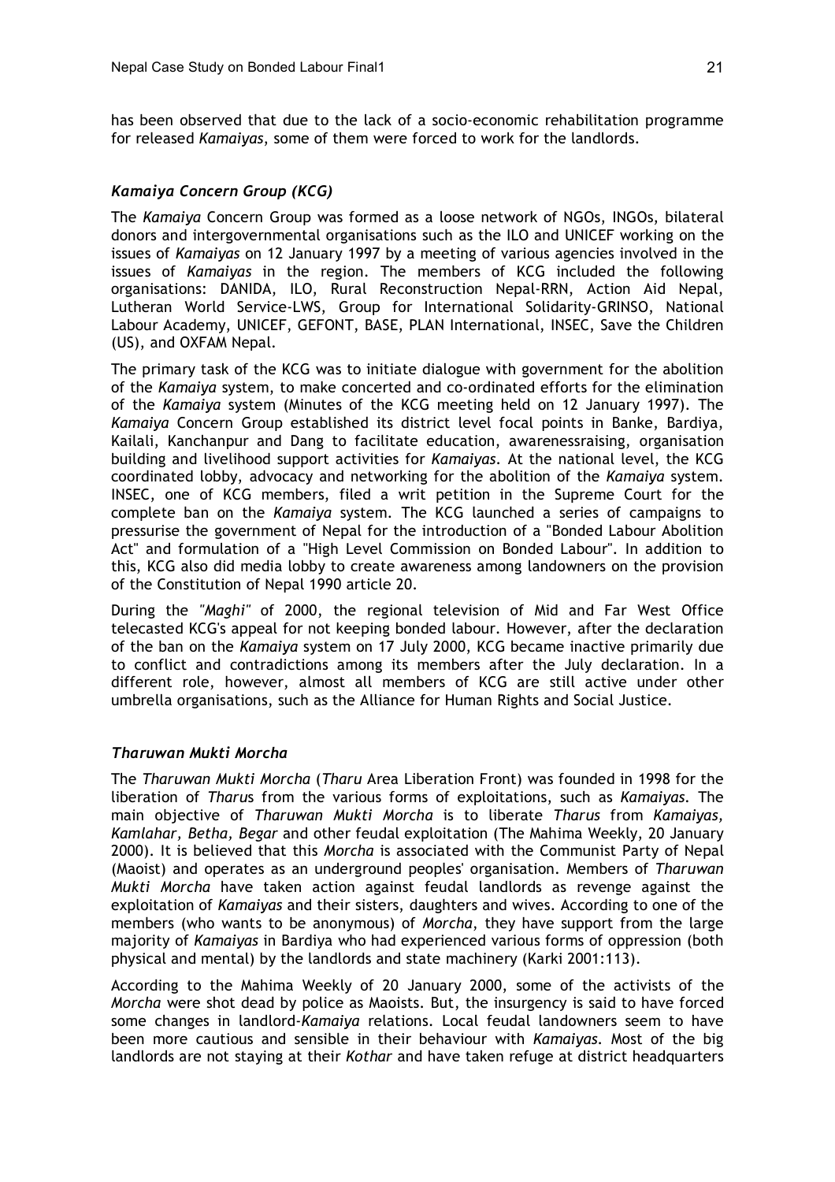has been observed that due to the lack of a socio-economic rehabilitation programme for released *Kamaiyas*, some of them were forced to work for the landlords.

### *Kamaiya Concern Group (KCG)*

The *Kamaiya* Concern Group was formed as a loose network of NGOs, INGOs, bilateral donors and intergovernmental organisations such as the ILO and UNICEF working on the issues of *Kamaiyas* on 12 January 1997 by a meeting of various agencies involved in the issues of *Kamaiyas* in the region. The members of KCG included the following organisations: DANIDA, ILO, Rural Reconstruction Nepal-RRN, Action Aid Nepal, Lutheran World Service-LWS, Group for International Solidarity-GRINSO, National Labour Academy, UNICEF, GEFONT, BASE, PLAN International, INSEC, Save the Children (US), and OXFAM Nepal.

The primary task of the KCG was to initiate dialogue with government for the abolition of the *Kamaiya* system, to make concerted and co-ordinated efforts for the elimination of the *Kamaiya* system (Minutes of the KCG meeting held on 12 January 1997). The *Kamaiya* Concern Group established its district level focal points in Banke, Bardiya, Kailali, Kanchanpur and Dang to facilitate education, awarenessraising, organisation building and livelihood support activities for *Kamaiyas*. At the national level, the KCG coordinated lobby, advocacy and networking for the abolition of the *Kamaiya* system. INSEC, one of KCG members, filed a writ petition in the Supreme Court for the complete ban on the *Kamaiya* system. The KCG launched a series of campaigns to pressurise the government of Nepal for the introduction of a "Bonded Labour Abolition Act" and formulation of a "High Level Commission on Bonded Labour". In addition to this, KCG also did media lobby to create awareness among landowners on the provision of the Constitution of Nepal 1990 article 20.

During the *"Maghi"* of 2000, the regional television of Mid and Far West Office telecasted KCG's appeal for not keeping bonded labour. However, after the declaration of the ban on the *Kamaiya* system on 17 July 2000, KCG became inactive primarily due to conflict and contradictions among its members after the July declaration. In a different role, however, almost all members of KCG are still active under other umbrella organisations, such as the Alliance for Human Rights and Social Justice.

### *Tharuwan Mukti Morcha*

The *Tharuwan Mukti Morcha* (*Tharu* Area Liberation Front) was founded in 1998 for the liberation of *Tharu*s from the various forms of exploitations, such as *Kamaiyas*. The main objective of *Tharuwan Mukti Morcha* is to liberate *Tharus* from *Kamaiyas, Kamlahar, Betha, Begar* and other feudal exploitation (The Mahima Weekly, 20 January 2000). It is believed that this *Morcha* is associated with the Communist Party of Nepal (Maoist) and operates as an underground peoples' organisation. Members of *Tharuwan Mukti Morcha* have taken action against feudal landlords as revenge against the exploitation of *Kamaiyas* and their sisters, daughters and wives. According to one of the members (who wants to be anonymous) of *Morcha*, they have support from the large majority of *Kamaiyas* in Bardiya who had experienced various forms of oppression (both physical and mental) by the landlords and state machinery (Karki 2001:113).

According to the Mahima Weekly of 20 January 2000, some of the activists of the *Morcha* were shot dead by police as Maoists. But, the insurgency is said to have forced some changes in landlord-*Kamaiya* relations. Local feudal landowners seem to have been more cautious and sensible in their behaviour with *Kamaiyas*. Most of the big landlords are not staying at their *Kothar* and have taken refuge at district headquarters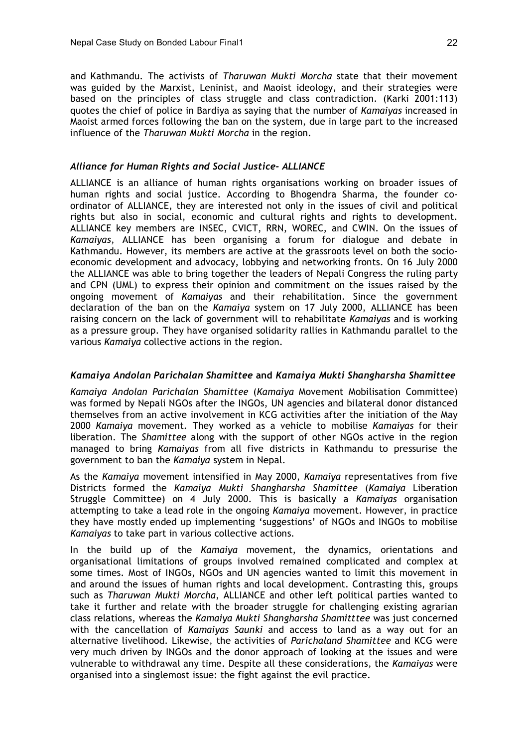and Kathmandu. The activists of *Tharuwan Mukti Morcha* state that their movement was guided by the Marxist, Leninist, and Maoist ideology, and their strategies were based on the principles of class struggle and class contradiction. (Karki 2001:113) quotes the chief of police in Bardiya as saying that the number of *Kamaiyas* increased in Maoist armed forces following the ban on the system, due in large part to the increased influence of the *Tharuwan Mukti Morcha* in the region.

### *Alliance for Human Rights and Social Justice- ALLIANCE*

ALLIANCE is an alliance of human rights organisations working on broader issues of human rights and social justice. According to Bhogendra Sharma, the founder co-ordinator of ALLIANCE, they are interested not only in the issues of civil and political rights but also in social, economic and cultural rights and rights to development. ALLIANCE key members are INSEC, CVICT, RRN, WOREC, and CWIN. On the issues of *Kamaiyas*, ALLIANCE has been organising a forum for dialogue and debate in Kathmandu. However, its members are active at the grassroots level on both the socio-economic development and advocacy, lobbying and networking fronts. On 16 July 2000 the ALLIANCE was able to bring together the leaders of Nepali Congress the ruling party and CPN (UML) to express their opinion and commitment on the issues raised by the ongoing movement of *Kamaiyas* and their rehabilitation. Since the government declaration of the ban on the *Kamaiya* system on 17 July 2000, ALLIANCE has been raising concern on the lack of government will to rehabilitate *Kamaiyas* and is working as a pressure group. They have organised solidarity rallies in Kathmandu parallel to the various *Kamaiya* collective actions in the region.

### *Kamaiya Andolan Parichalan Shamittee* and *Kamaiya Mukti Shangharsha Shamittee*

*Kamaiya Andolan Parichalan Shamittee* (*Kamaiya* Movement Mobilisation Committee) was formed by Nepali NGOs after the INGOs, UN agencies and bilateral donor distanced themselves from an active involvement in KCG activities after the initiation of the May 2000 *Kamaiya* movement. They worked as a vehicle to mobilise *Kamaiyas* for their liberation. The *Shamittee* along with the support of other NGOs active in the region managed to bring *Kamaiyas* from all five districts in Kathmandu to pressurise the government to ban the *Kamaiya* system in Nepal.

As the *Kamaiya* movement intensified in May 2000, *Kamaiya* representatives from five Districts formed the *Kamaiya Mukti Shangharsha Shamittee* (*Kamaiya* Liberation Struggle Committee) on 4 July 2000. This is basically a *Kamaiyas* organisation attempting to take a lead role in the ongoing *Kamaiya* movement. However, in practice they have mostly ended up implementing 'suggestions' of NGOs and INGOs to mobilise *Kamaiyas* to take part in various collective actions.

In the build up of the *Kamaiya* movement, the dynamics, orientations and organisational limitations of groups involved remained complicated and complex at some times. Most of INGOs, NGOs and UN agencies wanted to limit this movement in and around the issues of human rights and local development. Contrasting this, groups such as *Tharuwan Mukti Morcha*, ALLIANCE and other left political parties wanted to take it further and relate with the broader struggle for challenging existing agrarian class relations, whereas the *Kamaiya Mukti Shangharsha Shamitttee* was just concerned with the cancellation of *Kamaiyas Saunki* and access to land as a way out for an alternative livelihood. Likewise, the activities of *Parichaland Shamittee* and KCG were very much driven by INGOs and the donor approach of looking at the issues and were vulnerable to withdrawal any time. Despite all these considerations, the *Kamaiyas* were organised into a singlemost issue: the fight against the evil practice.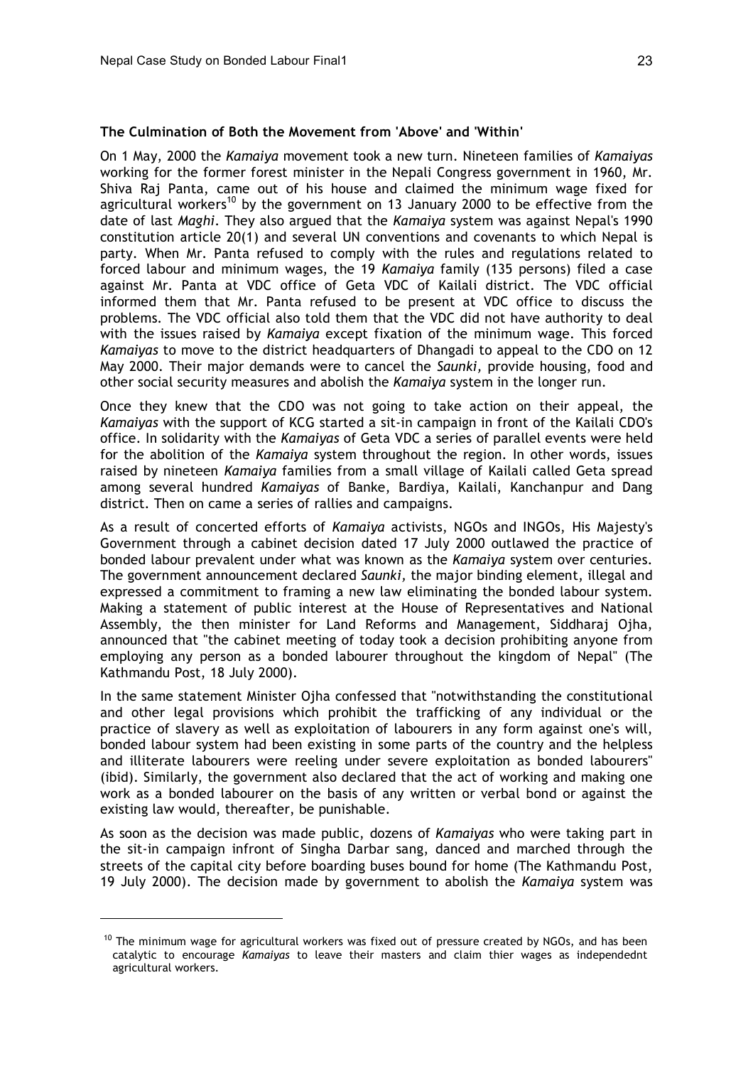**The Culmination of Both the Movement from 'Above' and 'Within'**

On 1 May, 2000 the *Kamaiya* movement took a new turn. Nineteen families of *Kamaiyas* working for the former forest minister in the Nepali Congress government in 1960, Mr. Shiva Raj Panta, came out of his house and claimed the minimum wage fixed for agricultural workers[10] by the government on 13 January 2000 to be effective from the date of last *Maghi*. They also argued that the *Kamaiya* system was against Nepal's 1990 constitution article 20(1) and several UN conventions and covenants to which Nepal is party. When Mr. Panta refused to comply with the rules and regulations related to forced labour and minimum wages, the 19 *Kamaiya* family (135 persons) filed a case against Mr. Panta at VDC office of Geta VDC of Kailali district. The VDC official informed them that Mr. Panta refused to be present at VDC office to discuss the problems. The VDC official also told them that the VDC did not have authority to deal with the issues raised by *Kamaiya* except fixation of the minimum wage. This forced *Kamaiyas* to move to the district headquarters of Dhangadi to appeal to the CDO on 12 May 2000. Their major demands were to cancel the *Saunki,* provide housing, food and other social security measures and abolish the *Kamaiya* system in the longer run.

Once they knew that the CDO was not going to take action on their appeal, the *Kamaiyas* with the support of KCG started a sit-in campaign in front of the Kailali CDO's office. In solidarity with the *Kamaiyas* of Geta VDC a series of parallel events were held for the abolition of the *Kamaiya* system throughout the region. In other words, issues raised by nineteen *Kamaiya* families from a small village of Kailali called Geta spread among several hundred *Kamaiyas* of Banke, Bardiya, Kailali, Kanchanpur and Dang district. Then on came a series of rallies and campaigns.

As a result of concerted efforts of *Kamaiya* activists, NGOs and INGOs, His Majesty's Government through a cabinet decision dated 17 July 2000 outlawed the practice of bonded labour prevalent under what was known as the *Kamaiya* system over centuries. The government announcement declared *Saunki,* the major binding element, illegal and expressed a commitment to framing a new law eliminating the bonded labour system. Making a statement of public interest at the House of Representatives and National Assembly, the then minister for Land Reforms and Management, Siddharaj Ojha, announced that "the cabinet meeting of today took a decision prohibiting anyone from employing any person as a bonded labourer throughout the kingdom of Nepal" (The Kathmandu Post, 18 July 2000).

In the same statement Minister Ojha confessed that "notwithstanding the constitutional and other legal provisions which prohibit the trafficking of any individual or the practice of slavery as well as exploitation of labourers in any form against one's will, bonded labour system had been existing in some parts of the country and the helpless and illiterate labourers were reeling under severe exploitation as bonded labourers" (ibid). Similarly, the government also declared that the act of working and making one work as a bonded labourer on the basis of any written or verbal bond or against the existing law would, thereafter, be punishable.

As soon as the decision was made public, dozens of *Kamaiyas* who were taking part in the sit-in campaign infront of Singha Darbar sang, danced and marched through the streets of the capital city before boarding buses bound for home (The Kathmandu Post, 19 July 2000). The decision made by government to abolish the *Kamaiya* system was

---

[10] The minimum wage for agricultural workers was fixed out of pressure created by NGOs, and has been catalytic to encourage *Kamaiyas* to leave their masters and claim thier wages as independednt agricultural workers.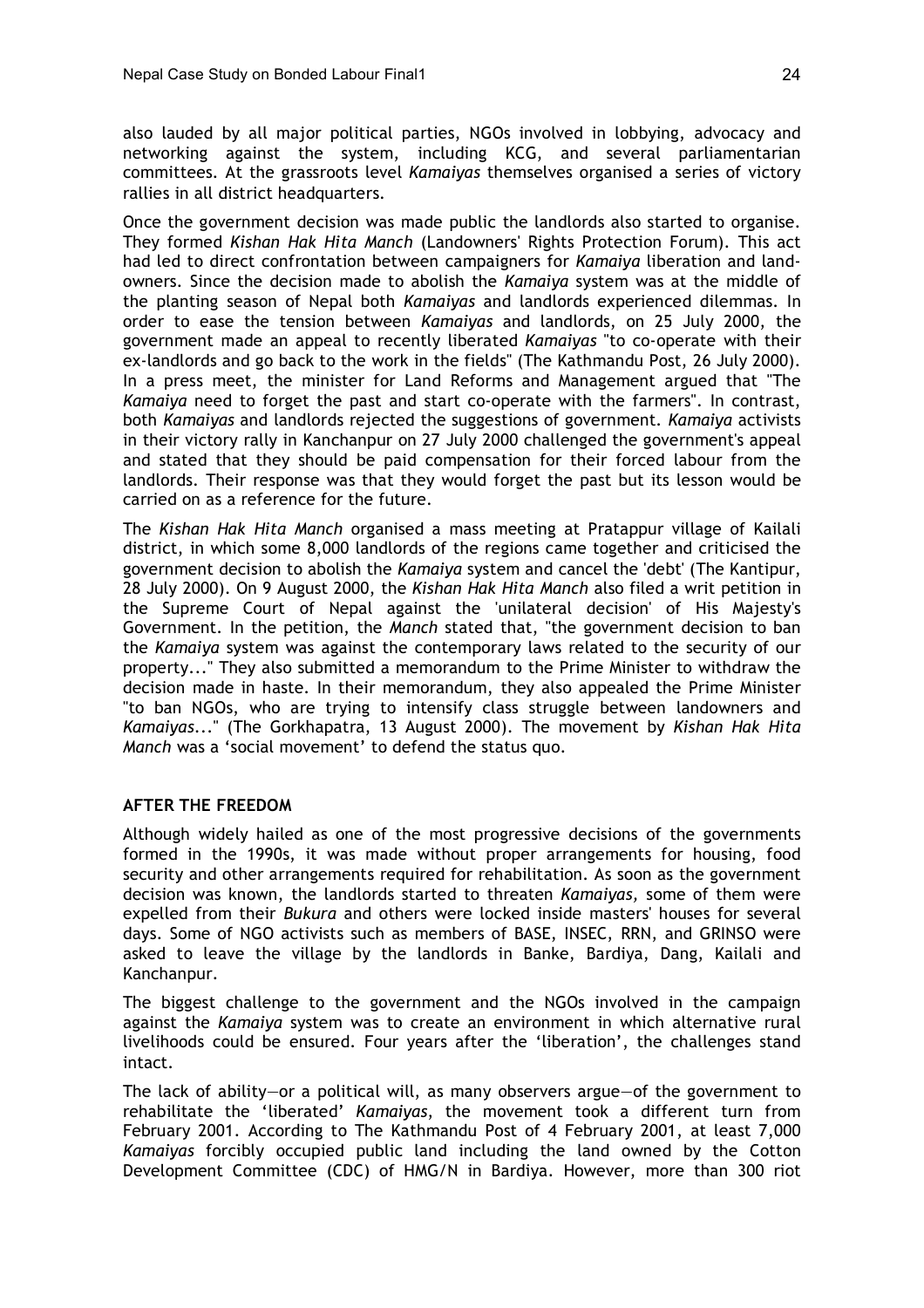also lauded by all major political parties, NGOs involved in lobbying, advocacy and networking against the system, including KCG, and several parliamentarian committees. At the grassroots level *Kamaiyas* themselves organised a series of victory rallies in all district headquarters.

Once the government decision was made public the landlords also started to organise. They formed *Kishan Hak Hita Manch* (Landowners' Rights Protection Forum). This act had led to direct confrontation between campaigners for *Kamaiya* liberation and land-owners. Since the decision made to abolish the *Kamaiya* system was at the middle of the planting season of Nepal both *Kamaiyas* and landlords experienced dilemmas. In order to ease the tension between *Kamaiyas* and landlords, on 25 July 2000, the government made an appeal to recently liberated *Kamaiyas* "to co-operate with their ex-landlords and go back to the work in the fields" (The Kathmandu Post, 26 July 2000). In a press meet, the minister for Land Reforms and Management argued that "The *Kamaiya* need to forget the past and start co-operate with the farmers". In contrast, both *Kamaiyas* and landlords rejected the suggestions of government. *Kamaiya* activists in their victory rally in Kanchanpur on 27 July 2000 challenged the government's appeal and stated that they should be paid compensation for their forced labour from the landlords. Their response was that they would forget the past but its lesson would be carried on as a reference for the future.

The *Kishan Hak Hita Manch* organised a mass meeting at Pratappur village of Kailali district, in which some 8,000 landlords of the regions came together and criticised the government decision to abolish the *Kamaiya* system and cancel the 'debt' (The Kantipur, 28 July 2000). On 9 August 2000, the *Kishan Hak Hita Manch* also filed a writ petition in the Supreme Court of Nepal against the 'unilateral decision' of His Majesty's Government. In the petition, the *Manch* stated that, "the government decision to ban the *Kamaiya* system was against the contemporary laws related to the security of our property..." They also submitted a memorandum to the Prime Minister to withdraw the decision made in haste. In their memorandum, they also appealed the Prime Minister "to ban NGOs, who are trying to intensify class struggle between landowners and *Kamaiyas*..." (The Gorkhapatra, 13 August 2000). The movement by *Kishan Hak Hita Manch* was a 'social movement' to defend the status quo.

## AFTER THE FREEDOM

Although widely hailed as one of the most progressive decisions of the governments formed in the 1990s, it was made without proper arrangements for housing, food security and other arrangements required for rehabilitation. As soon as the government decision was known, the landlords started to threaten *Kamaiyas,* some of them were expelled from their *Bukura* and others were locked inside masters' houses for several days. Some of NGO activists such as members of BASE, INSEC, RRN, and GRINSO were asked to leave the village by the landlords in Banke, Bardiya, Dang, Kailali and Kanchanpur.

The biggest challenge to the government and the NGOs involved in the campaign against the *Kamaiya* system was to create an environment in which alternative rural livelihoods could be ensured. Four years after the 'liberation', the challenges stand intact.

The lack of ability—or a political will, as many observers argue—of the government to rehabilitate the 'liberated' *Kamaiyas*, the movement took a different turn from February 2001. According to The Kathmandu Post of 4 February 2001, at least 7,000 *Kamaiyas* forcibly occupied public land including the land owned by the Cotton Development Committee (CDC) of HMG/N in Bardiya. However, more than 300 riot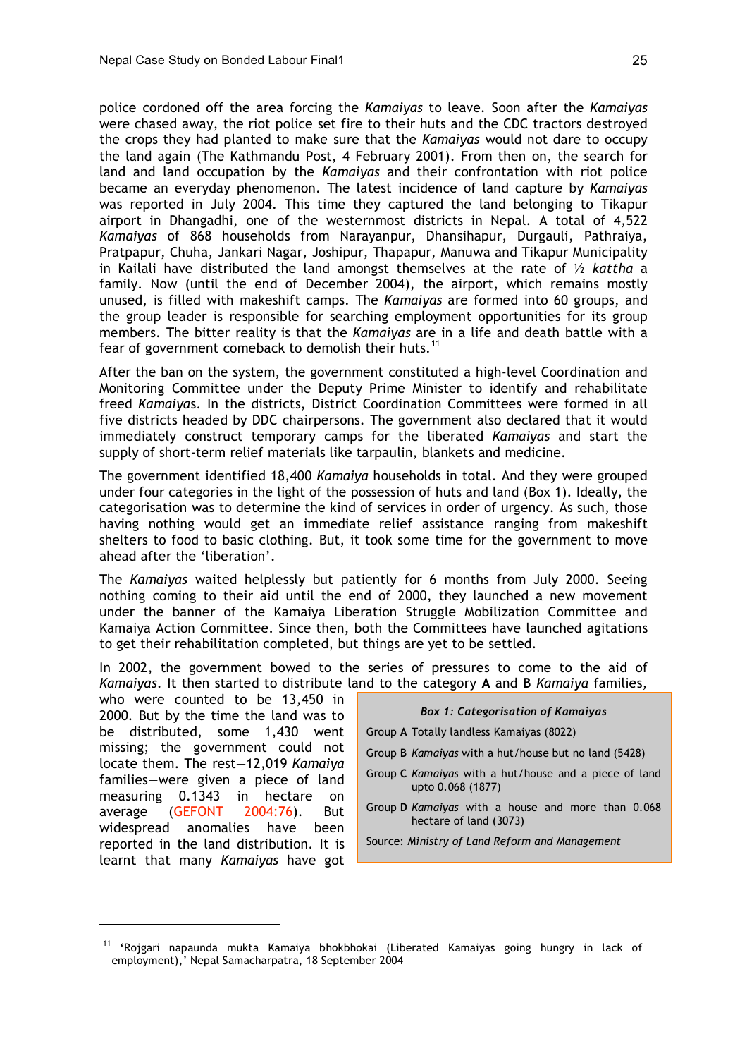police cordoned off the area forcing the *Kamaiyas* to leave. Soon after the *Kamaiyas* were chased away, the riot police set fire to their huts and the CDC tractors destroyed the crops they had planted to make sure that the *Kamaiyas* would not dare to occupy the land again (The Kathmandu Post, 4 February 2001). From then on, the search for land and land occupation by the *Kamaiyas* and their confrontation with riot police became an everyday phenomenon. The latest incidence of land capture by *Kamaiyas* was reported in July 2004. This time they captured the land belonging to Tikapur airport in Dhangadhi, one of the westernmost districts in Nepal. A total of 4,522 *Kamaiyas* of 868 households from Narayanpur, Dhansihapur, Durgauli, Pathraiya, Pratpapur, Chuha, Jankari Nagar, Joshipur, Thapapur, Manuwa and Tikapur Municipality in Kailali have distributed the land amongst themselves at the rate of ½ *kattha* a family. Now (until the end of December 2004), the airport, which remains mostly unused, is filled with makeshift camps. The *Kamaiyas* are formed into 60 groups, and the group leader is responsible for searching employment opportunities for its group members. The bitter reality is that the *Kamaiyas* are in a life and death battle with a fear of government comeback to demolish their huts.[11]

After the ban on the system, the government constituted a high-level Coordination and Monitoring Committee under the Deputy Prime Minister to identify and rehabilitate freed *Kamaiya*s. In the districts, District Coordination Committees were formed in all five districts headed by DDC chairpersons. The government also declared that it would immediately construct temporary camps for the liberated *Kamaiyas* and start the supply of short-term relief materials like tarpaulin, blankets and medicine.

The government identified 18,400 *Kamaiya* households in total. And they were grouped under four categories in the light of the possession of huts and land (Box 1). Ideally, the categorisation was to determine the kind of services in order of urgency. As such, those having nothing would get an immediate relief assistance ranging from makeshift shelters to food to basic clothing. But, it took some time for the government to move ahead after the 'liberation'.

The *Kamaiyas* waited helplessly but patiently for 6 months from July 2000. Seeing nothing coming to their aid until the end of 2000, they launched a new movement under the banner of the Kamaiya Liberation Struggle Mobilization Committee and Kamaiya Action Committee. Since then, both the Committees have launched agitations to get their rehabilitation completed, but things are yet to be settled.

In 2002, the government bowed to the series of pressures to come to the aid of *Kamaiyas*. It then started to distribute land to the category **A** and **B** *Kamaiya* families, who were counted to be 13,450 in 2000. But by the time the land was to be distributed, some 1,430 went missing; the government could not locate them. The rest—12,019 *Kamaiya* families—were given a piece of land measuring 0.1343 in hectare on average (GEFONT 2004:76). But widespread anomalies have been reported in the land distribution. It is learnt that many *Kamaiyas* have got

***Box 1: Categorisation of Kamaiyas***

| Group | Description |
|---|---|
| Group **A** | Totally landless Kamaiyas (8022) |
| Group **B** | *Kamaiyas* with a hut/house but no land (5428) |
| Group **C** | *Kamaiyas* with a hut/house and a piece of land upto 0.068 (1877) |
| Group **D** | *Kamaiyas* with a house and more than 0.068 hectare of land (3073) |

Source: *Ministry of Land Reform and Management*

[11] 'Rojgari napaunda mukta Kamaiya bhokbhokai (Liberated Kamaiyas going hungry in lack of employment),' Nepal Samacharpatra, 18 September 2004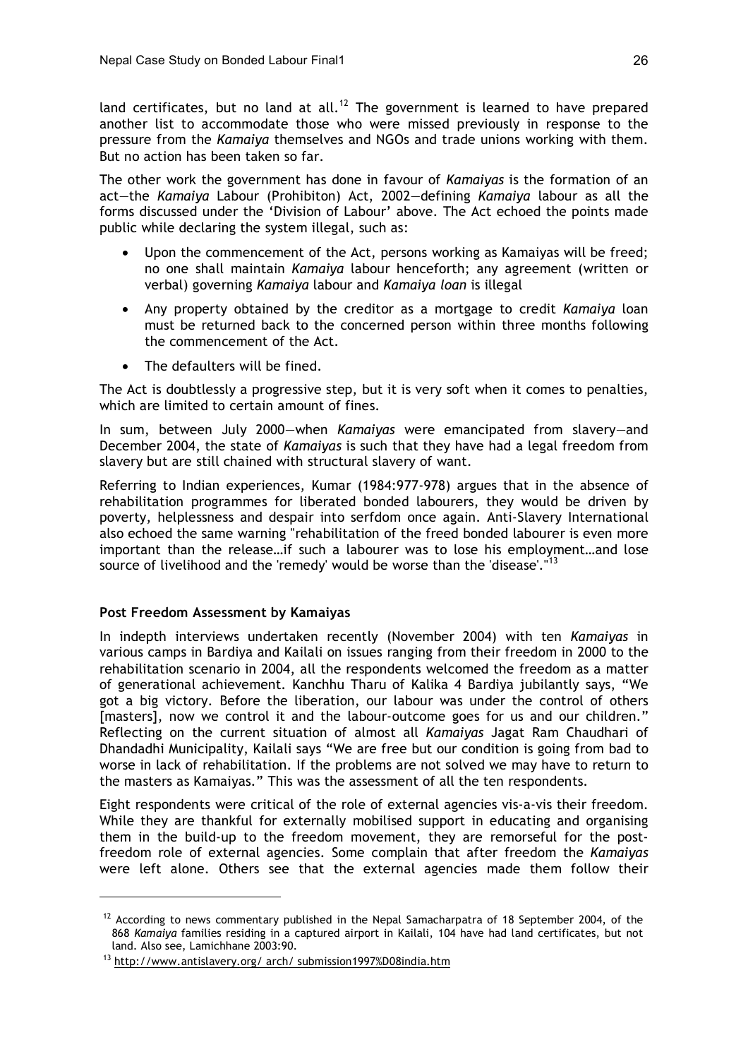land certificates, but no land at all.[12] The government is learned to have prepared another list to accommodate those who were missed previously in response to the pressure from the *Kamaiya* themselves and NGOs and trade unions working with them. But no action has been taken so far.

The other work the government has done in favour of *Kamaiyas* is the formation of an act—the *Kamaiya* Labour (Prohibiton) Act, 2002—defining *Kamaiya* labour as all the forms discussed under the 'Division of Labour' above. The Act echoed the points made public while declaring the system illegal, such as:

- Upon the commencement of the Act, persons working as Kamaiyas will be freed; no one shall maintain *Kamaiya* labour henceforth; any agreement (written or verbal) governing *Kamaiya* labour and *Kamaiya loan* is illegal
- Any property obtained by the creditor as a mortgage to credit *Kamaiya* loan must be returned back to the concerned person within three months following the commencement of the Act.
- The defaulters will be fined.

The Act is doubtlessly a progressive step, but it is very soft when it comes to penalties, which are limited to certain amount of fines.

In sum, between July 2000—when *Kamaiyas* were emancipated from slavery—and December 2004, the state of *Kamaiyas* is such that they have had a legal freedom from slavery but are still chained with structural slavery of want.

Referring to Indian experiences, Kumar (1984:977-978) argues that in the absence of rehabilitation programmes for liberated bonded labourers, they would be driven by poverty, helplessness and despair into serfdom once again. Anti-Slavery International also echoed the same warning "rehabilitation of the freed bonded labourer is even more important than the release…if such a labourer was to lose his employment…and lose source of livelihood and the 'remedy' would be worse than the 'disease'."[13]

**Post Freedom Assessment by Kamaiyas**

In indepth interviews undertaken recently (November 2004) with ten *Kamaiyas* in various camps in Bardiya and Kailali on issues ranging from their freedom in 2000 to the rehabilitation scenario in 2004, all the respondents welcomed the freedom as a matter of generational achievement. Kanchhu Tharu of Kalika 4 Bardiya jubilantly says, "We got a big victory. Before the liberation, our labour was under the control of others [masters], now we control it and the labour-outcome goes for us and our children." Reflecting on the current situation of almost all *Kamaiyas* Jagat Ram Chaudhari of Dhandadhi Municipality, Kailali says "We are free but our condition is going from bad to worse in lack of rehabilitation. If the problems are not solved we may have to return to the masters as Kamaiyas." This was the assessment of all the ten respondents.

Eight respondents were critical of the role of external agencies vis-a-vis their freedom. While they are thankful for externally mobilised support in educating and organising them in the build-up to the freedom movement, they are remorseful for the post-freedom role of external agencies. Some complain that after freedom the *Kamaiyas* were left alone. Others see that the external agencies made them follow their

---

[12] According to news commentary published in the Nepal Samacharpatra of 18 September 2004, of the 868 *Kamaiya* families residing in a captured airport in Kailali, 104 have had land certificates, but not land. Also see, Lamichhane 2003:90.

[13] http://www.antislavery.org/ arch/ submission1997%D08india.htm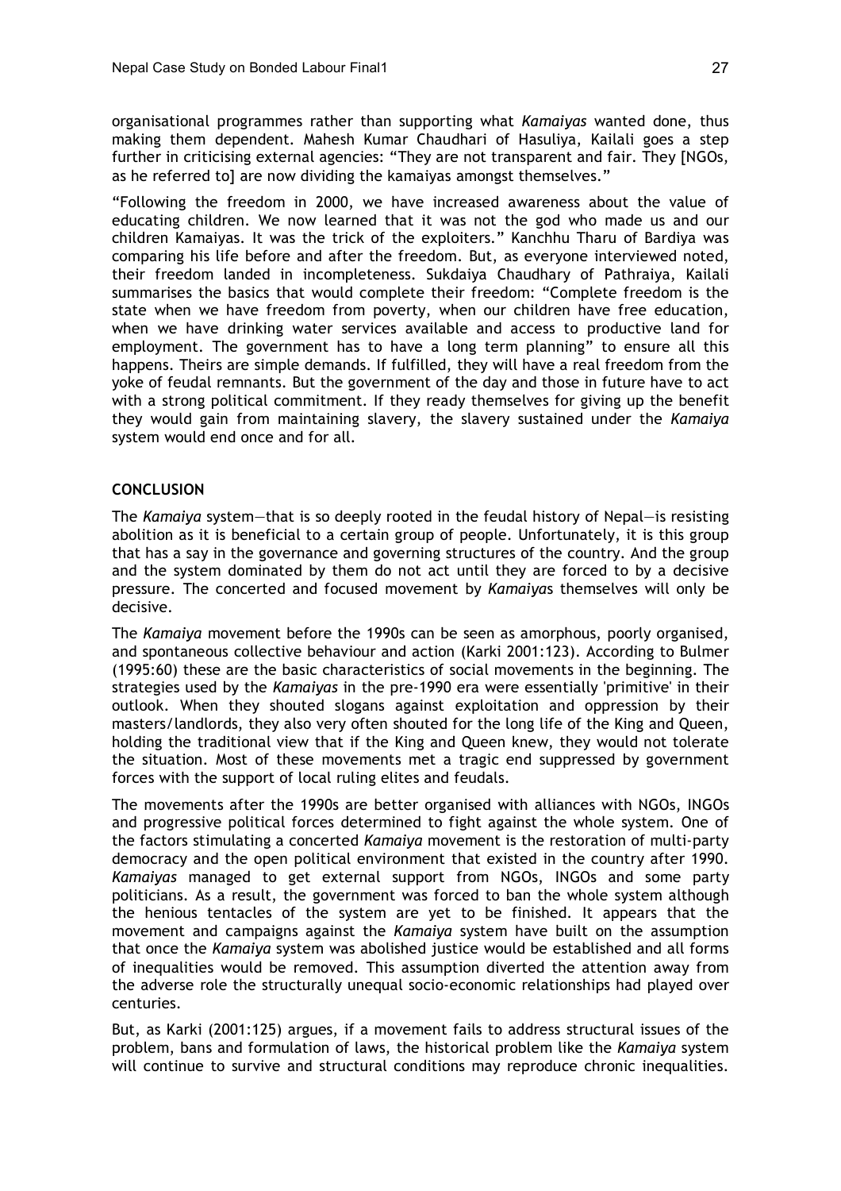organisational programmes rather than supporting what *Kamaiyas* wanted done, thus making them dependent. Mahesh Kumar Chaudhari of Hasuliya, Kailali goes a step further in criticising external agencies: "They are not transparent and fair. They [NGOs, as he referred to] are now dividing the kamaiyas amongst themselves."

"Following the freedom in 2000, we have increased awareness about the value of educating children. We now learned that it was not the god who made us and our children Kamaiyas. It was the trick of the exploiters." Kanchhu Tharu of Bardiya was comparing his life before and after the freedom. But, as everyone interviewed noted, their freedom landed in incompleteness. Sukdaiya Chaudhary of Pathraiya, Kailali summarises the basics that would complete their freedom: "Complete freedom is the state when we have freedom from poverty, when our children have free education, when we have drinking water services available and access to productive land for employment. The government has to have a long term planning" to ensure all this happens. Theirs are simple demands. If fulfilled, they will have a real freedom from the yoke of feudal remnants. But the government of the day and those in future have to act with a strong political commitment. If they ready themselves for giving up the benefit they would gain from maintaining slavery, the slavery sustained under the *Kamaiya* system would end once and for all.

## CONCLUSION

The *Kamaiya* system—that is so deeply rooted in the feudal history of Nepal—is resisting abolition as it is beneficial to a certain group of people. Unfortunately, it is this group that has a say in the governance and governing structures of the country. And the group and the system dominated by them do not act until they are forced to by a decisive pressure. The concerted and focused movement by *Kamaiya*s themselves will only be decisive.

The *Kamaiya* movement before the 1990s can be seen as amorphous, poorly organised, and spontaneous collective behaviour and action (Karki 2001:123). According to Bulmer (1995:60) these are the basic characteristics of social movements in the beginning. The strategies used by the *Kamaiyas* in the pre-1990 era were essentially 'primitive' in their outlook. When they shouted slogans against exploitation and oppression by their masters/landlords, they also very often shouted for the long life of the King and Queen, holding the traditional view that if the King and Queen knew, they would not tolerate the situation. Most of these movements met a tragic end suppressed by government forces with the support of local ruling elites and feudals.

The movements after the 1990s are better organised with alliances with NGOs, INGOs and progressive political forces determined to fight against the whole system. One of the factors stimulating a concerted *Kamaiya* movement is the restoration of multi-party democracy and the open political environment that existed in the country after 1990. *Kamaiyas* managed to get external support from NGOs, INGOs and some party politicians. As a result, the government was forced to ban the whole system although the henious tentacles of the system are yet to be finished. It appears that the movement and campaigns against the *Kamaiya* system have built on the assumption that once the *Kamaiya* system was abolished justice would be established and all forms of inequalities would be removed. This assumption diverted the attention away from the adverse role the structurally unequal socio-economic relationships had played over centuries.

But, as Karki (2001:125) argues, if a movement fails to address structural issues of the problem, bans and formulation of laws, the historical problem like the *Kamaiya* system will continue to survive and structural conditions may reproduce chronic inequalities.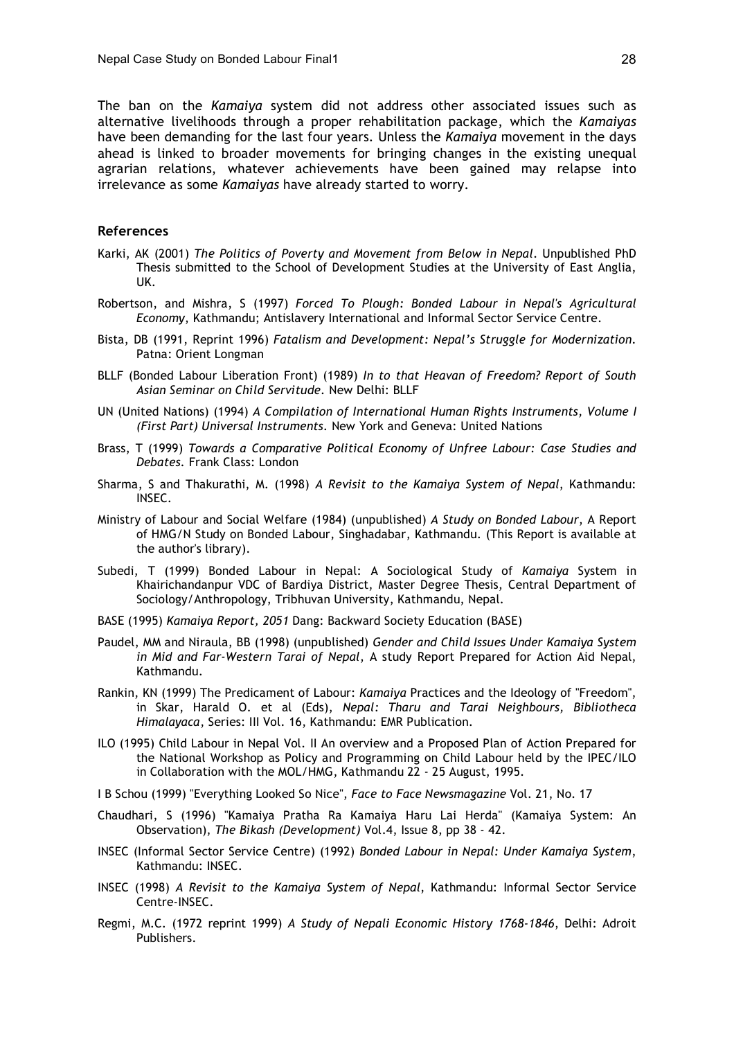The ban on the *Kamaiya* system did not address other associated issues such as alternative livelihoods through a proper rehabilitation package, which the *Kamaiyas* have been demanding for the last four years. Unless the *Kamaiya* movement in the days ahead is linked to broader movements for bringing changes in the existing unequal agrarian relations, whatever achievements have been gained may relapse into irrelevance as some *Kamaiyas* have already started to worry.

### References

Karki, AK (2001) *The Politics of Poverty and Movement from Below in Nepal*. Unpublished PhD Thesis submitted to the School of Development Studies at the University of East Anglia, UK.

Robertson, and Mishra, S (1997) *Forced To Plough: Bonded Labour in Nepal's Agricultural Economy*, Kathmandu; Antislavery International and Informal Sector Service Centre.

Bista, DB (1991, Reprint 1996) *Fatalism and Development: Nepal's Struggle for Modernization*. Patna: Orient Longman

BLLF (Bonded Labour Liberation Front) (1989) *In to that Heavan of Freedom? Report of South Asian Seminar on Child Servitude*. New Delhi: BLLF

UN (United Nations) (1994) *A Compilation of International Human Rights Instruments, Volume I (First Part) Universal Instruments*. New York and Geneva: United Nations

Brass, T (1999) *Towards a Comparative Political Economy of Unfree Labour: Case Studies and Debates*. Frank Class: London

Sharma, S and Thakurathi, M. (1998) *A Revisit to the Kamaiya System of Nepal*, Kathmandu: INSEC.

Ministry of Labour and Social Welfare (1984) (unpublished) *A Study on Bonded Labour*, A Report of HMG/N Study on Bonded Labour, Singhadabar, Kathmandu. (This Report is available at the author's library).

Subedi, T (1999) Bonded Labour in Nepal: A Sociological Study of *Kamaiya* System in Khairichandanpur VDC of Bardiya District, Master Degree Thesis, Central Department of Sociology/Anthropology, Tribhuvan University, Kathmandu, Nepal.

BASE (1995) *Kamaiya Report, 2051* Dang: Backward Society Education (BASE)

Paudel, MM and Niraula, BB (1998) (unpublished) *Gender and Child Issues Under Kamaiya System in Mid and Far-Western Tarai of Nepal*, A study Report Prepared for Action Aid Nepal, Kathmandu.

Rankin, KN (1999) The Predicament of Labour: *Kamaiya* Practices and the Ideology of "Freedom", in Skar, Harald O. et al (Eds), *Nepal: Tharu and Tarai Neighbours, Bibliotheca Himalayaca*, Series: III Vol. 16, Kathmandu: EMR Publication.

ILO (1995) Child Labour in Nepal Vol. II An overview and a Proposed Plan of Action Prepared for the National Workshop as Policy and Programming on Child Labour held by the IPEC/ILO in Collaboration with the MOL/HMG, Kathmandu 22 - 25 August, 1995.

I B Schou (1999) "Everything Looked So Nice", *Face to Face Newsmagazine* Vol. 21, No. 17

Chaudhari, S (1996) "Kamaiya Pratha Ra Kamaiya Haru Lai Herda" (Kamaiya System: An Observation), *The Bikash (Development)* Vol.4, Issue 8, pp 38 - 42.

INSEC (Informal Sector Service Centre) (1992) *Bonded Labour in Nepal: Under Kamaiya System*, Kathmandu: INSEC.

INSEC (1998) *A Revisit to the Kamaiya System of Nepal*, Kathmandu: Informal Sector Service Centre-INSEC.

Regmi, M.C. (1972 reprint 1999) *A Study of Nepali Economic History 1768-1846*, Delhi: Adroit Publishers.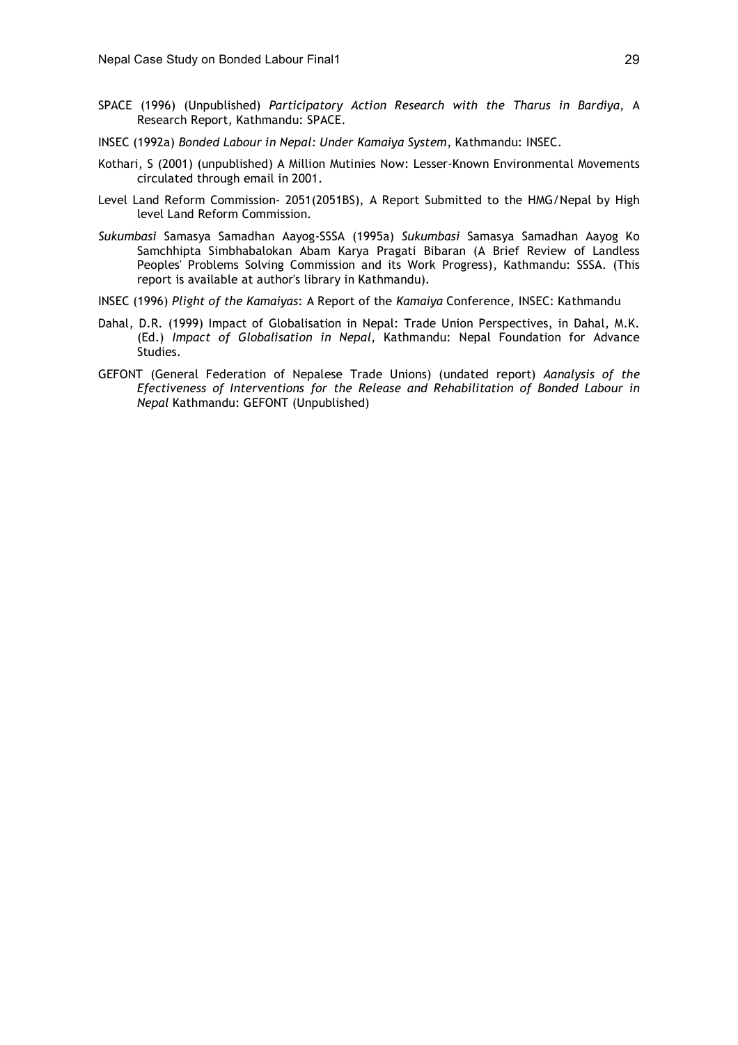SPACE (1996) (Unpublished) *Participatory Action Research with the Tharus in Bardiya*, A Research Report, Kathmandu: SPACE.

INSEC (1992a) *Bonded Labour in Nepal: Under Kamaiya System*, Kathmandu: INSEC.

Kothari, S (2001) (unpublished) A Million Mutinies Now: Lesser-Known Environmental Movements circulated through email in 2001.

Level Land Reform Commission- 2051(2051BS), A Report Submitted to the HMG/Nepal by High level Land Reform Commission.

*Sukumbasi* Samasya Samadhan Aayog-SSSA (1995a) *Sukumbasi* Samasya Samadhan Aayog Ko Samchhipta Simbhabalokan Abam Karya Pragati Bibaran (A Brief Review of Landless Peoples' Problems Solving Commission and its Work Progress), Kathmandu: SSSA. (This report is available at author's library in Kathmandu).

INSEC (1996) *Plight of the Kamaiyas*: A Report of the *Kamaiya* Conference, INSEC: Kathmandu

Dahal, D.R. (1999) Impact of Globalisation in Nepal: Trade Union Perspectives, in Dahal, M.K. (Ed.) *Impact of Globalisation in Nepal*, Kathmandu: Nepal Foundation for Advance Studies.

GEFONT (General Federation of Nepalese Trade Unions) (undated report) *Aanalysis of the Efectiveness of Interventions for the Release and Rehabilitation of Bonded Labour in Nepal* Kathmandu: GEFONT (Unpublished)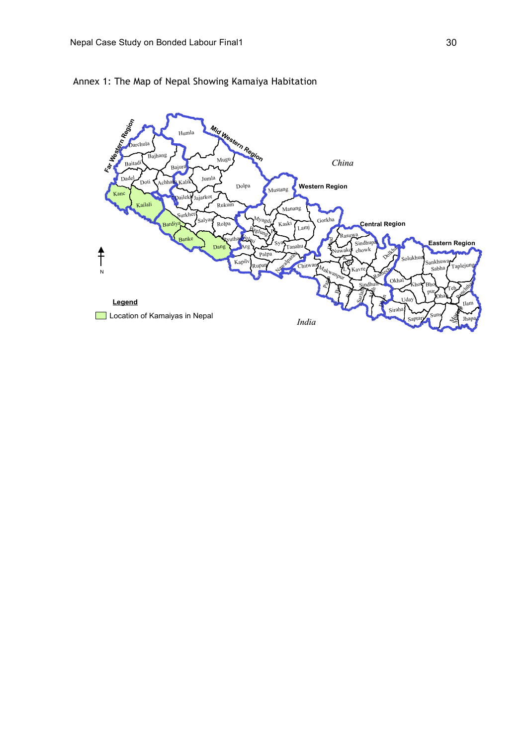Annex 1: The Map of Nepal Showing Kamaiya Habitation

Far Western Region

Mid Western Region

Western Region

Central Region

Eastern Region

China

India

N

Legend

Location of Kamaiyas in Nepal

Darchula
Humla
Bajhang
Baitadi
Bajura
Mugu
Dadel
Doti
Achham
Kalik
Jumla
Dolpa
Kanc
Kailali
Dailekh
Jajarkot
Rukum
Mustang
Manang
Surkhet
Salyan
Rolpa
Myagdi
Kaski
Gorkha
Bardiya
Lamj
Banke
Pyuthan
Baglung
Gulmi
Sya
Tanahu
Rasuwa
Dang
Arg
Palpa
Nuwakot
Sindhupal chowk
Dolkha
Solukhum
Sankhuwa Sabha
Taplejung
Kapilv
Rupan
Nawalparasi
Chitwan
Makwanpur
Kavre
Ramech
Okhal
Khot
Bho pur
Teh
Panchthar
Sindhuli
Dhan
Ilam
Uday
Siraha
Saptari
Suns
Morang
Jhapa